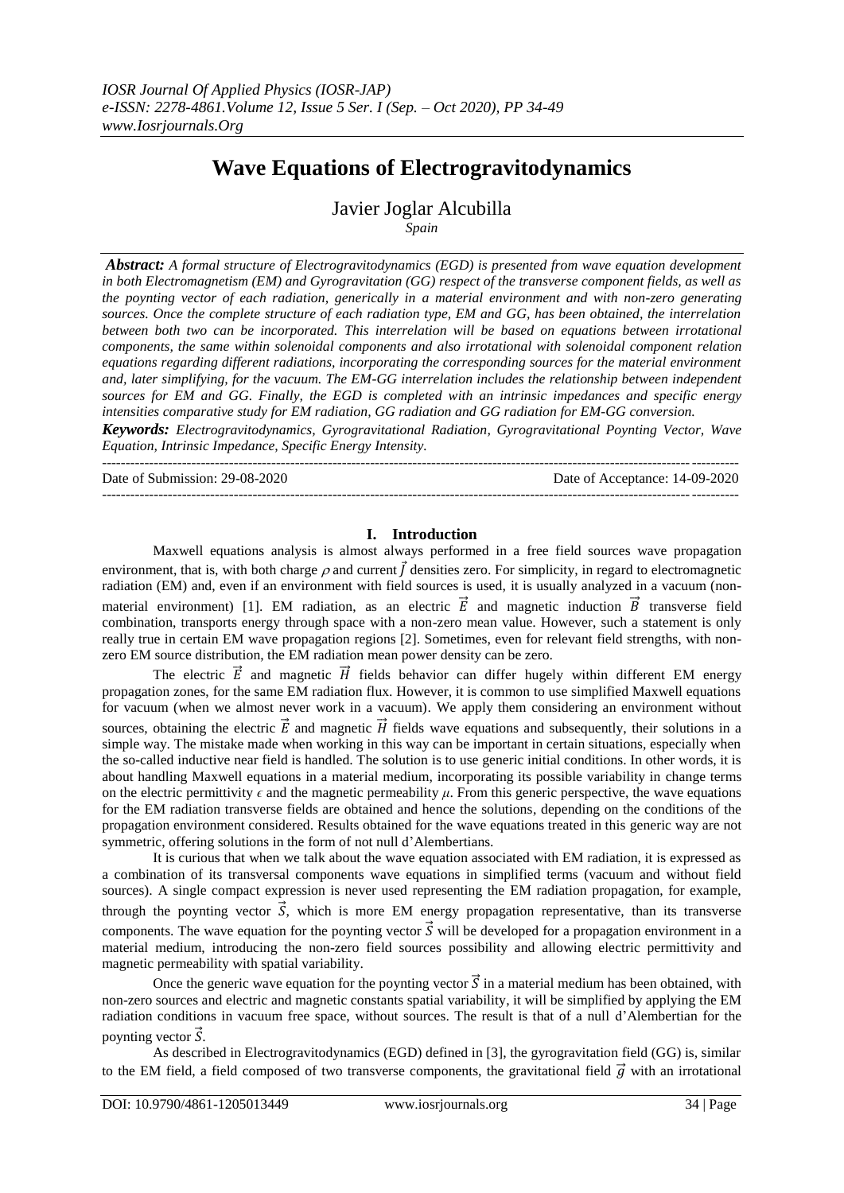# Wave Equations of Electrogravitodynamics

Javier Joglar Alcubilla

*Spain*

***Abstract:*** *A formal structure of Electrogravitodynamics (EGD) is presented from wave equation development in both Electromagnetism (EM) and Gyrogravitation (GG) respect of the transverse component fields, as well as the poynting vector of each radiation, generically in a material environment and with non-zero generating sources. Once the complete structure of each radiation type, EM and GG, has been obtained, the interrelation between both two can be incorporated. This interrelation will be based on equations between irrotational components, the same within solenoidal components and also irrotational with solenoidal component relation equations regarding different radiations, incorporating the corresponding sources for the material environment and, later simplifying, for the vacuum. The EM-GG interrelation includes the relationship between independent sources for EM and GG. Finally, the EGD is completed with an intrinsic impedances and specific energy intensities comparative study for EM radiation, GG radiation and GG radiation for EM-GG conversion.*

***Keywords:*** *Electrogravitodynamics, Gyrogravitational Radiation, Gyrogravitational Poynting Vector, Wave Equation, Intrinsic Impedance, Specific Energy Intensity.*

---

Date of Submission: 29-08-2020 Date of Acceptance: 14-09-2020

---

## I. Introduction

Maxwell equations analysis is almost always performed in a free field sources wave propagation environment, that is, with both charge $\rho$ and current $\vec{J}$ densities zero. For simplicity, in regard to electromagnetic radiation (EM) and, even if an environment with field sources is used, it is usually analyzed in a vacuum (non-material environment) [1]. EM radiation, as an electric $\vec{E}$ and magnetic induction $\vec{B}$ transverse field combination, transports energy through space with a non-zero mean value. However, such a statement is only really true in certain EM wave propagation regions [2]. Sometimes, even for relevant field strengths, with non-zero EM source distribution, the EM radiation mean power density can be zero.

The electric $\vec{E}$ and magnetic $\vec{H}$ fields behavior can differ hugely within different EM energy propagation zones, for the same EM radiation flux. However, it is common to use simplified Maxwell equations for vacuum (when we almost never work in a vacuum). We apply them considering an environment without sources, obtaining the electric $\vec{E}$ and magnetic $\vec{H}$ fields wave equations and subsequently, their solutions in a simple way. The mistake made when working in this way can be important in certain situations, especially when the so-called inductive near field is handled. The solution is to use generic initial conditions. In other words, it is about handling Maxwell equations in a material medium, incorporating its possible variability in change terms on the electric permittivity $\epsilon$ and the magnetic permeability $\mu$. From this generic perspective, the wave equations for the EM radiation transverse fields are obtained and hence the solutions, depending on the conditions of the propagation environment considered. Results obtained for the wave equations treated in this generic way are not symmetric, offering solutions in the form of not null d'Alembertians.

It is curious that when we talk about the wave equation associated with EM radiation, it is expressed as a combination of its transversal components wave equations in simplified terms (vacuum and without field sources). A single compact expression is never used representing the EM radiation propagation, for example, through the poynting vector $\vec{S}$, which is more EM energy propagation representative, than its transverse components. The wave equation for the poynting vector $\vec{S}$ will be developed for a propagation environment in a material medium, introducing the non-zero field sources possibility and allowing electric permittivity and magnetic permeability with spatial variability.

Once the generic wave equation for the poynting vector $\vec{S}$ in a material medium has been obtained, with non-zero sources and electric and magnetic constants spatial variability, it will be simplified by applying the EM radiation conditions in vacuum free space, without sources. The result is that of a null d'Alembertian for the poynting vector $\vec{S}$.

As described in Electrogravitodynamics (EGD) defined in [3], the gyrogravitation field (GG) is, similar to the EM field, a field composed of two transverse components, the gravitational field $\vec{g}$ with an irrotational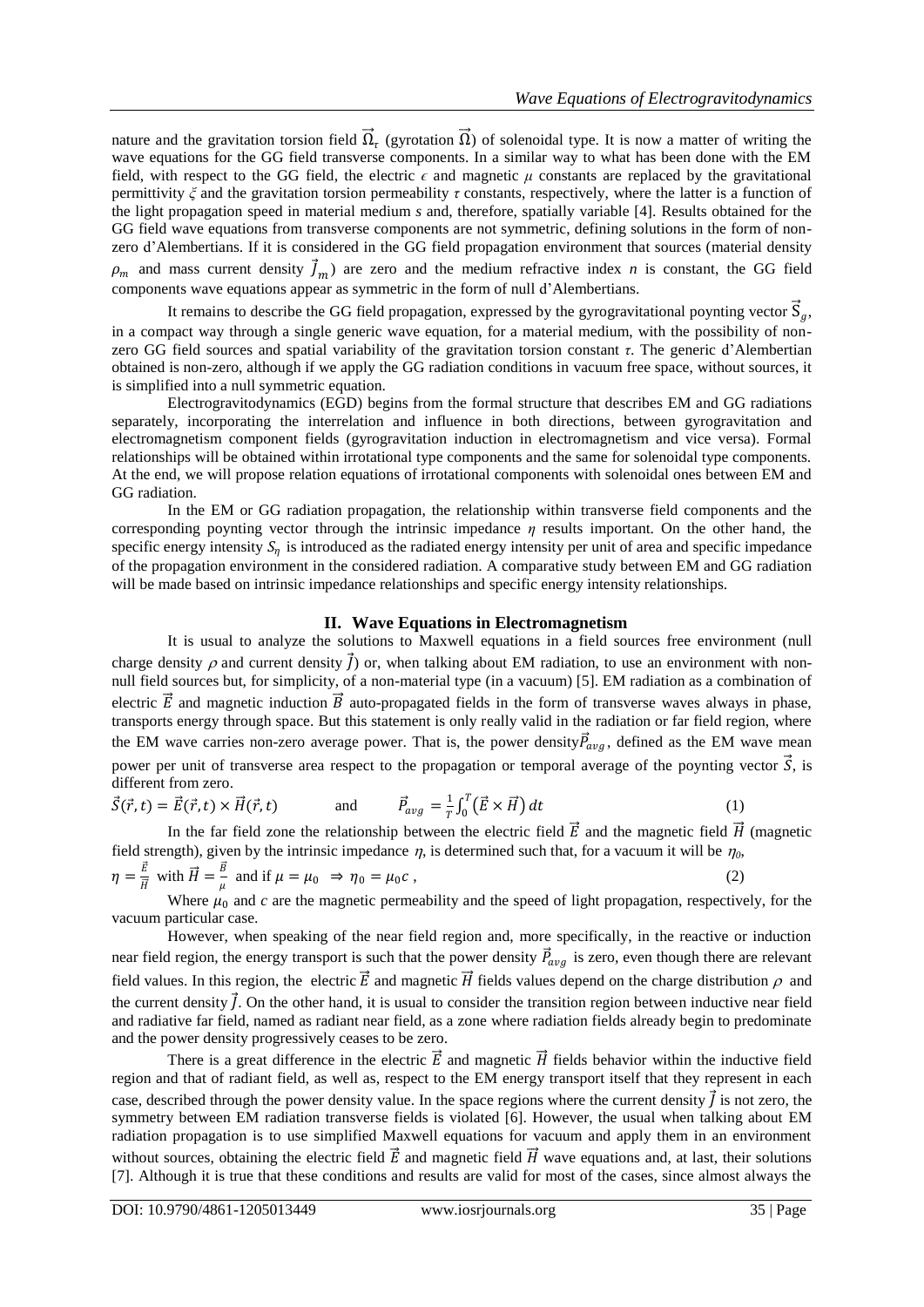nature and the gravitation torsion field $\vec{\Omega}_\tau$ (gyrotation $\vec{\Omega}$) of solenoidal type. It is now a matter of writing the wave equations for the GG field transverse components. In a similar way to what has been done with the EM field, with respect to the GG field, the electric $\epsilon$ and magnetic $\mu$ constants are replaced by the gravitational permittivity $\xi$ and the gravitation torsion permeability $\tau$ constants, respectively, where the latter is a function of the light propagation speed in material medium *s* and, therefore, spatially variable [4]. Results obtained for the GG field wave equations from transverse components are not symmetric, defining solutions in the form of non-zero d'Alembertians. If it is considered in the GG field propagation environment that sources (material density $\rho_m$ and mass current density $\vec{J}_m$) are zero and the medium refractive index *n* is constant, the GG field components wave equations appear as symmetric in the form of null d'Alembertians.

It remains to describe the GG field propagation, expressed by the gyrogravitational poynting vector $\vec{S}_g$, in a compact way through a single generic wave equation, for a material medium, with the possibility of non-zero GG field sources and spatial variability of the gravitation torsion constant $\tau$. The generic d'Alembertian obtained is non-zero, although if we apply the GG radiation conditions in vacuum free space, without sources, it is simplified into a null symmetric equation.

Electrogravitodynamics (EGD) begins from the formal structure that describes EM and GG radiations separately, incorporating the interrelation and influence in both directions, between gyrogravitation and electromagnetism component fields (gyrogravitation induction in electromagnetism and vice versa). Formal relationships will be obtained within irrotational type components and the same for solenoidal type components. At the end, we will propose relation equations of irrotational components with solenoidal ones between EM and GG radiation.

In the EM or GG radiation propagation, the relationship within transverse field components and the corresponding poynting vector through the intrinsic impedance $\eta$ results important. On the other hand, the specific energy intensity $S_\eta$ is introduced as the radiated energy intensity per unit of area and specific impedance of the propagation environment in the considered radiation. A comparative study between EM and GG radiation will be made based on intrinsic impedance relationships and specific energy intensity relationships.

## II. Wave Equations in Electromagnetism

It is usual to analyze the solutions to Maxwell equations in a field sources free environment (null charge density $\rho$ and current density $\vec{J}$) or, when talking about EM radiation, to use an environment with non-null field sources but, for simplicity, of a non-material type (in a vacuum) [5]. EM radiation as a combination of electric $\vec{E}$ and magnetic induction $\vec{B}$ auto-propagated fields in the form of transverse waves always in phase, transports energy through space. But this statement is only really valid in the radiation or far field region, where the EM wave carries non-zero average power. That is, the power density $\vec{P}_{avg}$, defined as the EM wave mean power per unit of transverse area respect to the propagation or temporal average of the poynting vector $\vec{S}$, is different from zero.

$$\vec{S}(\vec{r},t) = \vec{E}(\vec{r},t) \times \vec{H}(\vec{r},t) \qquad \text{and} \qquad \vec{P}_{avg} = \frac{1}{T}\int_0^T \left(\vec{E} \times \vec{H}\right) dt \tag{1}$$

In the far field zone the relationship between the electric field $\vec{E}$ and the magnetic field $\vec{H}$ (magnetic field strength), given by the intrinsic impedance $\eta$, is determined such that, for a vacuum it will be $\eta_0$,

$$\eta = \frac{\vec{E}}{\vec{H}} \;\text{ with }\; \vec{H} = \frac{\vec{B}}{\mu} \;\text{ and if }\; \mu = \mu_0 \;\Rightarrow\; \eta_0 = \mu_0 c\,, \tag{2}$$

Where $\mu_0$ and *c* are the magnetic permeability and the speed of light propagation, respectively, for the vacuum particular case.

However, when speaking of the near field region and, more specifically, in the reactive or induction near field region, the energy transport is such that the power density $\vec{P}_{avg}$ is zero, even though there are relevant field values. In this region, the electric $\vec{E}$ and magnetic $\vec{H}$ fields values depend on the charge distribution $\rho$ and the current density $\vec{J}$. On the other hand, it is usual to consider the transition region between inductive near field and radiative far field, named as radiant near field, as a zone where radiation fields already begin to predominate and the power density progressively ceases to be zero.

There is a great difference in the electric $\vec{E}$ and magnetic $\vec{H}$ fields behavior within the inductive field region and that of radiant field, as well as, respect to the EM energy transport itself that they represent in each case, described through the power density value. In the space regions where the current density $\vec{J}$ is not zero, the symmetry between EM radiation transverse fields is violated [6]. However, the usual when talking about EM radiation propagation is to use simplified Maxwell equations for vacuum and apply them in an environment without sources, obtaining the electric field $\vec{E}$ and magnetic field $\vec{H}$ wave equations and, at last, their solutions [7]. Although it is true that these conditions and results are valid for most of the cases, since almost always the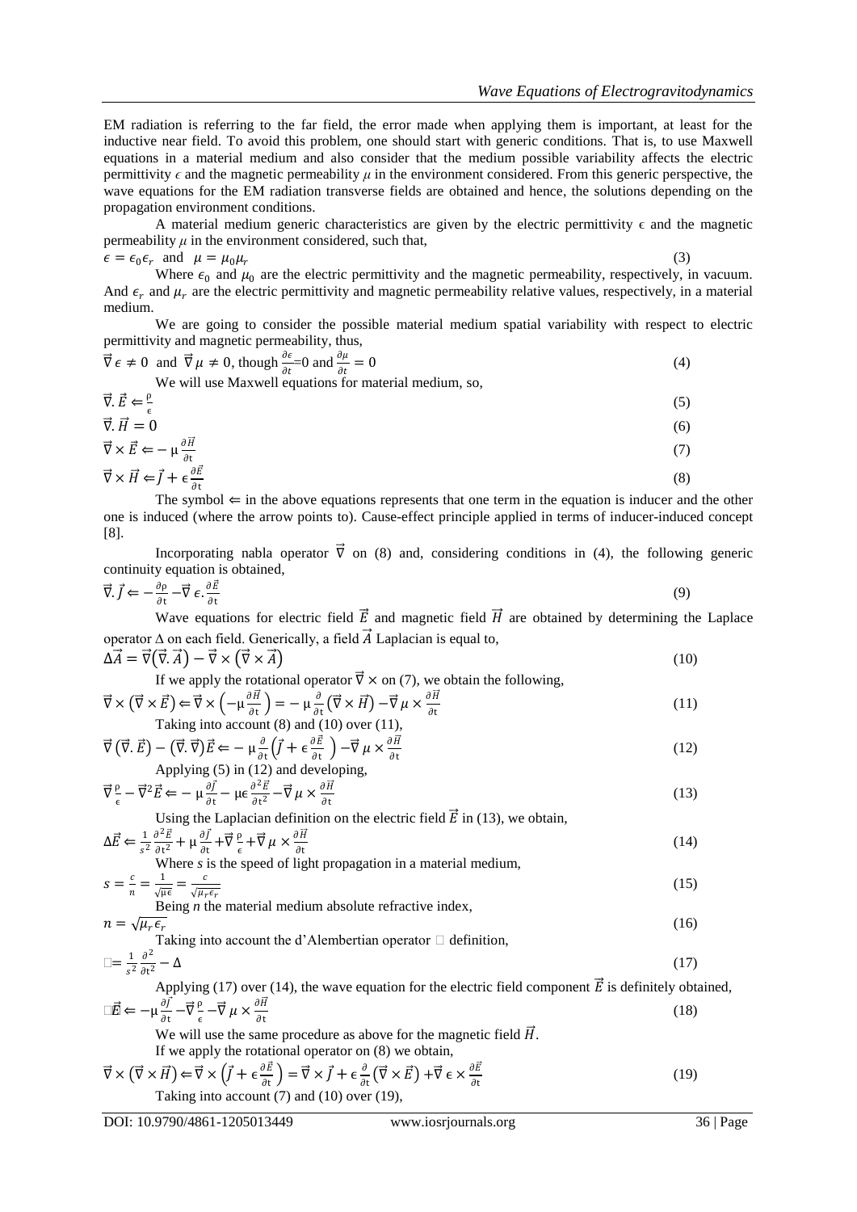EM radiation is referring to the far field, the error made when applying them is important, at least for the inductive near field. To avoid this problem, one should start with generic conditions. That is, to use Maxwell equations in a material medium and also consider that the medium possible variability affects the electric permittivity $\epsilon$ and the magnetic permeability $\mu$ in the environment considered. From this generic perspective, the wave equations for the EM radiation transverse fields are obtained and hence, the solutions depending on the propagation environment conditions.

A material medium generic characteristics are given by the electric permittivity $\epsilon$ and the magnetic permeability $\mu$ in the environment considered, such that,

$$\epsilon = \epsilon_0 \epsilon_r \text{ and } \mu = \mu_0 \mu_r \tag{3}$$

Where $\epsilon_0$ and $\mu_0$ are the electric permittivity and the magnetic permeability, respectively, in vacuum. And $\epsilon_r$ and $\mu_r$ are the electric permittivity and magnetic permeability relative values, respectively, in a material medium.

We are going to consider the possible material medium spatial variability with respect to electric permittivity and magnetic permeability, thus,

$$\vec{\nabla} \epsilon \neq 0 \text{ and } \vec{\nabla} \mu \neq 0, \text{ though } \frac{\partial \epsilon}{\partial t} = 0 \text{ and } \frac{\partial \mu}{\partial t} = 0 \tag{4}$$

We will use Maxwell equations for material medium, so,

$$\vec{\nabla}.\vec{E} \Leftarrow \frac{\rho}{\epsilon} \tag{5}$$

$$\vec{\nabla}.\vec{H} = 0 \tag{6}$$

$$\vec{\nabla} \times \vec{E} \Leftarrow -\mu \frac{\partial \vec{H}}{\partial t} \tag{7}$$

$$\vec{\nabla} \times \vec{H} \Leftarrow \vec{J} + \epsilon \frac{\partial \vec{E}}{\partial t} \tag{8}$$

The symbol $\Leftarrow$ in the above equations represents that one term in the equation is inducer and the other one is induced (where the arrow points to). Cause-effect principle applied in terms of inducer-induced concept [8].

Incorporating nabla operator $\vec{\nabla}$ on (8) and, considering conditions in (4), the following generic continuity equation is obtained,

$$\vec{\nabla}.\vec{J} \Leftarrow -\frac{\partial \rho}{\partial t} - \vec{\nabla} \epsilon . \frac{\partial \vec{E}}{\partial t} \tag{9}$$

Wave equations for electric field $\vec{E}$ and magnetic field $\vec{H}$ are obtained by determining the Laplace operator $\Delta$ on each field. Generically, a field $\vec{A}$ Laplacian is equal to,

$$\Delta \vec{A} = \vec{\nabla}(\vec{\nabla}.\vec{A}) - \vec{\nabla} \times (\vec{\nabla} \times \vec{A}) \tag{10}$$

If we apply the rotational operator $\vec{\nabla} \times$ on (7), we obtain the following,

$$\vec{\nabla} \times (\vec{\nabla} \times \vec{E}) \Leftarrow \vec{\nabla} \times \left(-\mu \frac{\partial \vec{H}}{\partial t}\right) = -\mu \frac{\partial}{\partial t}(\vec{\nabla} \times \vec{H}) - \vec{\nabla} \mu \times \frac{\partial \vec{H}}{\partial t} \tag{11}$$

Taking into account (8) and (10) over (11),

$$\vec{\nabla}(\vec{\nabla}.\vec{E}) - (\vec{\nabla}.\vec{\nabla})\vec{E} \Leftarrow -\mu \frac{\partial}{\partial t}\left(\vec{J} + \epsilon \frac{\partial \vec{E}}{\partial t}\right) - \vec{\nabla} \mu \times \frac{\partial \vec{H}}{\partial t} \tag{12}$$

Applying (5) in (12) and developing,

$$\vec{\nabla} \frac{\rho}{\epsilon} - \vec{\nabla}^2 \vec{E} \Leftarrow -\mu \frac{\partial \vec{J}}{\partial t} - \mu\epsilon \frac{\partial^2 \vec{E}}{\partial t^2} - \vec{\nabla} \mu \times \frac{\partial \vec{H}}{\partial t} \tag{13}$$

Using the Laplacian definition on the electric field $\vec{E}$ in (13), we obtain,

$$\Delta \vec{E} \Leftarrow \frac{1}{s^2} \frac{\partial^2 \vec{E}}{\partial t^2} + \mu \frac{\partial \vec{J}}{\partial t} + \vec{\nabla} \frac{\rho}{\epsilon} + \vec{\nabla} \mu \times \frac{\partial \vec{H}}{\partial t} \tag{14}$$

Where *s* is the speed of light propagation in a material medium,

$$s = \frac{c}{n} = \frac{1}{\sqrt{\mu\epsilon}} = \frac{c}{\sqrt{\mu_r \epsilon_r}} \tag{15}$$

Being *n* the material medium absolute refractive index,

$$n = \sqrt{\mu_r \epsilon_r} \tag{16}$$

Taking into account the d'Alembertian operator $\Box$ definition,

$$\Box = \frac{1}{s^2} \frac{\partial^2}{\partial t^2} - \Delta \tag{17}$$

Applying (17) over (14), the wave equation for the electric field component $\vec{E}$ is definitely obtained,

$$\Box \vec{E} \Leftarrow -\mu \frac{\partial \vec{J}}{\partial t} - \vec{\nabla} \frac{\rho}{\epsilon} - \vec{\nabla} \mu \times \frac{\partial \vec{H}}{\partial t} \tag{18}$$

We will use the same procedure as above for the magnetic field $\vec{H}$.

If we apply the rotational operator on (8) we obtain,

$$\vec{\nabla} \times (\vec{\nabla} \times \vec{H}) \Leftarrow \vec{\nabla} \times \left(\vec{J} + \epsilon \frac{\partial \vec{E}}{\partial t}\right) = \vec{\nabla} \times \vec{J} + \epsilon \frac{\partial}{\partial t}(\vec{\nabla} \times \vec{E}) + \vec{\nabla} \epsilon \times \frac{\partial \vec{E}}{\partial t} \tag{19}$$

Taking into account (7) and (10) over (19),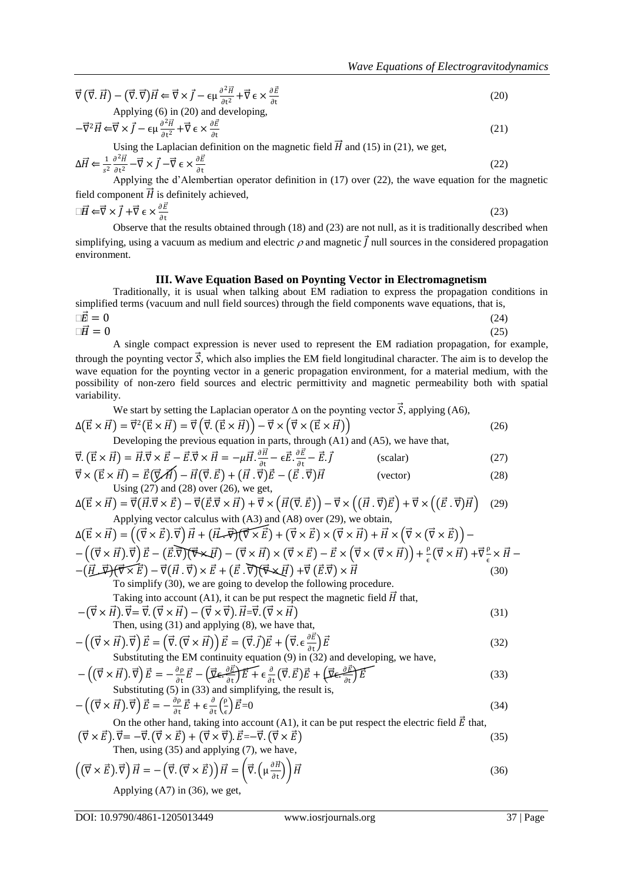$$\vec{\nabla}\left(\vec{\nabla}.\vec{H}\right) - \left(\vec{\nabla}.\vec{\nabla}\right)\vec{H} \Leftarrow \vec{\nabla} \times \vec{J} - \epsilon\mu\frac{\partial^2\vec{H}}{\partial t^2} + \vec{\nabla}\epsilon \times \frac{\partial\vec{E}}{\partial t} \tag{20}$$

Applying (6) in (20) and developing,

$$-\vec{\nabla}^2\vec{H} \Leftarrow \vec{\nabla} \times \vec{J} - \epsilon\mu\frac{\partial^2\vec{H}}{\partial t^2} + \vec{\nabla}\epsilon \times \frac{\partial\vec{E}}{\partial t} \tag{21}$$

Using the Laplacian definition on the magnetic field $\vec{H}$ and (15) in (21), we get,

$$\Delta\vec{H} \Leftarrow \frac{1}{s^2}\frac{\partial^2\vec{H}}{\partial t^2} - \vec{\nabla} \times \vec{J} - \vec{\nabla}\epsilon \times \frac{\partial\vec{E}}{\partial t} \tag{22}$$

Applying the d'Alembertian operator definition in (17) over (22), the wave equation for the magnetic field component $\vec{H}$ is definitely achieved,

$$\Box\vec{H} \Leftarrow \vec{\nabla} \times \vec{J} + \vec{\nabla}\epsilon \times \frac{\partial\vec{E}}{\partial t} \tag{23}$$

Observe that the results obtained through (18) and (23) are not null, as it is traditionally described when simplifying, using a vacuum as medium and electric $\rho$ and magnetic $\vec{J}$ null sources in the considered propagation environment.

## III. Wave Equation Based on Poynting Vector in Electromagnetism

Traditionally, it is usual when talking about EM radiation to express the propagation conditions in simplified terms (vacuum and null field sources) through the field components wave equations, that is,

$$\Box\vec{E} = 0 \tag{24}$$

$$\Box\vec{H} = 0 \tag{25}$$

A single compact expression is never used to represent the EM radiation propagation, for example, through the poynting vector $\vec{S}$, which also implies the EM field longitudinal character. The aim is to develop the wave equation for the poynting vector in a generic propagation environment, for a material medium, with the possibility of non-zero field sources and electric permittivity and magnetic permeability both with spatial variability.

We start by setting the Laplacian operator $\Delta$ on the poynting vector $\vec{S}$, applying (A6),

$$\Delta\left(\vec{E} \times \vec{H}\right) = \vec{\nabla}^2\left(\vec{E} \times \vec{H}\right) = \vec{\nabla}\left(\vec{\nabla}.\left(\vec{E} \times \vec{H}\right)\right) - \vec{\nabla} \times \left(\vec{\nabla} \times \left(\vec{E} \times \vec{H}\right)\right) \tag{26}$$

Developing the previous equation in parts, through (A1) and (A5), we have that,

$$\vec{\nabla}.\left(\vec{E} \times \vec{H}\right) = \vec{H}.\vec{\nabla} \times \vec{E} - \vec{E}.\vec{\nabla} \times \vec{H} = -\mu\vec{H}.\frac{\partial\vec{H}}{\partial t} - \epsilon\vec{E}.\frac{\partial\vec{E}}{\partial t} - \vec{E}.\vec{J} \qquad \text{(scalar)} \tag{27}$$

$$\vec{\nabla} \times \left(\vec{E} \times \vec{H}\right) = \vec{E}\left(\cancel{\vec{\nabla}.\vec{H}}\right) - \vec{H}\left(\vec{\nabla}.\vec{E}\right) + \left(\vec{H}.\vec{\nabla}\right)\vec{E} - \left(\vec{E}.\vec{\nabla}\right)\vec{H} \qquad \text{(vector)} \tag{28}$$

Using (27) and (28) over (26), we get,

$$\Delta\left(\vec{E} \times \vec{H}\right) = \vec{\nabla}\left(\vec{H}.\vec{\nabla} \times \vec{E}\right) - \vec{\nabla}\left(\vec{E}.\vec{\nabla} \times \vec{H}\right) + \vec{\nabla} \times \left(\vec{H}\left(\vec{\nabla}.\vec{E}\right)\right) - \vec{\nabla} \times \left(\left(\vec{H}.\vec{\nabla}\right)\vec{E}\right) + \vec{\nabla} \times \left(\left(\vec{E}.\vec{\nabla}\right)\vec{H}\right) \tag{29}$$

Applying vector calculus with (A3) and (A8) over (29), we obtain,

$$\begin{aligned}\Delta\left(\vec{E} \times \vec{H}\right) = &\left(\left(\vec{\nabla} \times \vec{E}\right).\vec{\nabla}\right)\vec{H} + \cancel{\left(\vec{H}.\vec{\nabla}\right)\left(\vec{\nabla} \times \vec{E}\right)} + \left(\vec{\nabla} \times \vec{E}\right) \times \left(\vec{\nabla} \times \vec{H}\right) + \vec{H} \times \left(\vec{\nabla} \times \left(\vec{\nabla} \times \vec{E}\right)\right) - \\ &-\left(\left(\vec{\nabla} \times \vec{H}\right).\vec{\nabla}\right)\vec{E} - \cancel{\left(\vec{E}.\vec{\nabla}\right)\left(\vec{\nabla} \times \vec{H}\right)} - \left(\vec{\nabla} \times \vec{H}\right) \times \left(\vec{\nabla} \times \vec{E}\right) - \vec{E} \times \left(\vec{\nabla} \times \left(\vec{\nabla} \times \vec{H}\right)\right) + \frac{\rho}{\epsilon}\left(\vec{\nabla} \times \vec{H}\right) + \vec{\nabla}\frac{\rho}{\epsilon} \times \vec{H} - \\ &-\cancel{\left(\vec{H}.\vec{\nabla}\right)\left(\vec{\nabla} \times \vec{E}\right)} - \vec{\nabla}\left(\vec{H}.\vec{\nabla}\right) \times \vec{E} + \cancel{\left(\vec{E}.\vec{\nabla}\right)\left(\vec{\nabla} \times \vec{H}\right)} + \vec{\nabla}\left(\vec{E}.\vec{\nabla}\right) \times \vec{H}\end{aligned} \tag{30}$$

To simplify (30), we are going to develop the following procedure.

Taking into account (A1), it can be put respect the magnetic field $\vec{H}$ that,

$$-\left(\vec{\nabla} \times \vec{H}\right).\vec{\nabla} = \vec{\nabla}.\left(\vec{\nabla} \times \vec{H}\right) - \left(\vec{\nabla} \times \vec{\nabla}\right).\vec{H} = \vec{\nabla}.\left(\vec{\nabla} \times \vec{H}\right) \tag{31}$$

Then, using (31) and applying (8), we have that,

$$-\left(\left(\vec{\nabla} \times \vec{H}\right).\vec{\nabla}\right)\vec{E} = \left(\vec{\nabla}.\left(\vec{\nabla} \times \vec{H}\right)\right)\vec{E} = \left(\vec{\nabla}.\vec{J}\right)\vec{E} + \left(\vec{\nabla}.\epsilon\frac{\partial\vec{E}}{\partial t}\right)\vec{E} \tag{32}$$

Substituting the EM continuity equation (9) in (32) and developing, we have,

$$-\left(\left(\vec{\nabla} \times \vec{H}\right).\vec{\nabla}\right)\vec{E} = -\frac{\partial\rho}{\partial t}\vec{E} - \cancel{\left(\vec{\nabla}\epsilon.\frac{\partial\vec{E}}{\partial t}\right)\vec{E}} + \epsilon\frac{\partial}{\partial t}\left(\vec{\nabla}.\vec{E}\right)\vec{E} + \cancel{\left(\vec{\nabla}\epsilon.\frac{\partial\vec{E}}{\partial t}\right)\vec{E}} \tag{33}$$

Substituting (5) in (33) and simplifying, the result is,

$$-\left(\left(\vec{\nabla} \times \vec{H}\right).\vec{\nabla}\right)\vec{E} = -\frac{\partial\rho}{\partial t}\vec{E} + \epsilon\frac{\partial}{\partial t}\left(\frac{\rho}{\epsilon}\right)\vec{E} = 0 \tag{34}$$

On the other hand, taking into account (A1), it can be put respect the electric field $\vec{E}$ that,

$$\left(\vec{\nabla} \times \vec{E}\right).\vec{\nabla} = -\vec{\nabla}.\left(\vec{\nabla} \times \vec{E}\right) + \left(\vec{\nabla} \times \vec{\nabla}\right).\vec{E} = -\vec{\nabla}.\left(\vec{\nabla} \times \vec{E}\right) \tag{35}$$

Then, using (35) and applying (7), we have,

$$\left(\left(\vec{\nabla} \times \vec{E}\right).\vec{\nabla}\right)\vec{H} = -\left(\vec{\nabla}.\left(\vec{\nabla} \times \vec{E}\right)\right)\vec{H} = \left(\vec{\nabla}.\left(\mu\frac{\partial\vec{H}}{\partial t}\right)\right)\vec{H} \tag{36}$$

Applying (A7) in (36), we get,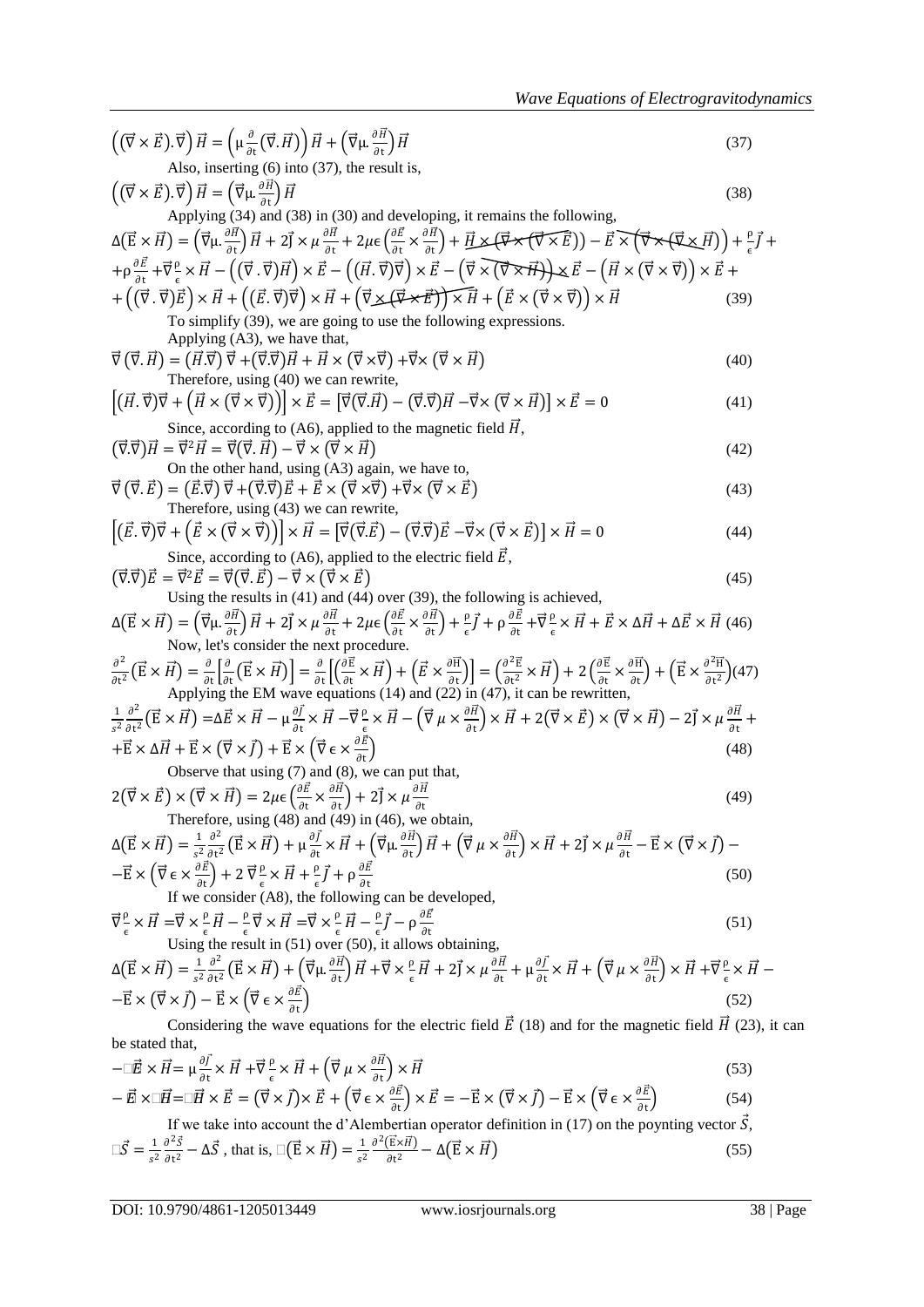$$\left((\vec{\nabla}\times\vec{E}).\vec{\nabla}\right)\vec{H} = \left(\mu\frac{\partial}{\partial t}(\vec{\nabla}.\vec{H})\right)\vec{H} + \left(\vec{\nabla}\mu.\frac{\partial\vec{H}}{\partial t}\right)\vec{H} \tag{37}$$

Also, inserting (6) into (37), the result is,

$$\left((\vec{\nabla}\times\vec{E}).\vec{\nabla}\right)\vec{H} = \left(\vec{\nabla}\mu.\frac{\partial\vec{H}}{\partial t}\right)\vec{H} \tag{38}$$

Applying (34) and (38) in (30) and developing, it remains the following,

$$\Delta(\vec{E}\times\vec{H}) = \left(\vec{\nabla}\mu.\frac{\partial\vec{H}}{\partial t}\right)\vec{H} + 2\vec{J}\times\mu\frac{\partial\vec{H}}{\partial t} + 2\mu\epsilon\left(\frac{\partial\vec{E}}{\partial t}\times\frac{\partial\vec{H}}{\partial t}\right) + \cancel{\vec{H}\times\left(\vec{\nabla}\times(\vec{\nabla}\times\vec{E})\right)} - \cancel{\vec{E}\times\left(\vec{\nabla}\times(\vec{\nabla}\times\vec{H})\right)} + \frac{\rho}{\epsilon}\vec{J} +$$
$$+\rho\frac{\partial\vec{E}}{\partial t} + \vec{\nabla}\frac{\rho}{\epsilon}\times\vec{H} - \left((\vec{\nabla}.\vec{\nabla})\vec{H}\right)\times\vec{E} - \left((\vec{H}.\vec{\nabla})\vec{\nabla}\right)\times\vec{E} - \cancel{\left(\vec{\nabla}\times(\vec{\nabla}\times\vec{H})\right)\times\vec{E}} - \left(\vec{H}\times(\vec{\nabla}\times\vec{\nabla})\right)\times\vec{E} +$$
$$+\left((\vec{\nabla}.\vec{\nabla})\vec{E}\right)\times\vec{H} + \left((\vec{E}.\vec{\nabla})\vec{\nabla}\right)\times\vec{H} + \cancel{\left(\vec{\nabla}\times(\vec{\nabla}\times\vec{E})\right)\times\vec{H}} + \left(\vec{E}\times(\vec{\nabla}\times\vec{\nabla})\right)\times\vec{H} \tag{39}$$

To simplify (39), we are going to use the following expressions.

Applying (A3), we have that,

$$\vec{\nabla}(\vec{\nabla}.\vec{H}) = (\vec{H}.\vec{\nabla})\vec{\nabla} + (\vec{\nabla}.\vec{\nabla})\vec{H} + \vec{H}\times(\vec{\nabla}\times\vec{\nabla}) + \vec{\nabla}\times(\vec{\nabla}\times\vec{H}) \tag{40}$$

Therefore, using (40) we can rewrite,

$$\left[(\vec{H}.\vec{\nabla})\vec{\nabla} + \left(\vec{H}\times(\vec{\nabla}\times\vec{\nabla})\right)\right]\times\vec{E} = \left[\vec{\nabla}(\vec{\nabla}.\vec{H}) - (\vec{\nabla}.\vec{\nabla})\vec{H} - \vec{\nabla}\times(\vec{\nabla}\times\vec{H})\right]\times\vec{E} = 0 \tag{41}$$

Since, according to (A6), applied to the magnetic field $\vec{H}$,

$$(\vec{\nabla}.\vec{\nabla})\vec{H} = \vec{\nabla}^2\vec{H} = \vec{\nabla}(\vec{\nabla}.\vec{H}) - \vec{\nabla}\times(\vec{\nabla}\times\vec{H}) \tag{42}$$

On the other hand, using (A3) again, we have to,

$$\vec{\nabla}(\vec{\nabla}.\vec{E}) = (\vec{E}.\vec{\nabla})\vec{\nabla} + (\vec{\nabla}.\vec{\nabla})\vec{E} + \vec{E}\times(\vec{\nabla}\times\vec{\nabla}) + \vec{\nabla}\times(\vec{\nabla}\times\vec{E}) \tag{43}$$

Therefore, using (43) we can rewrite,

$$\left[(\vec{E}.\vec{\nabla})\vec{\nabla} + \left(\vec{E}\times(\vec{\nabla}\times\vec{\nabla})\right)\right]\times\vec{H} = \left[\vec{\nabla}(\vec{\nabla}.\vec{E}) - (\vec{\nabla}.\vec{\nabla})\vec{E} - \vec{\nabla}\times(\vec{\nabla}\times\vec{E})\right]\times\vec{H} = 0 \tag{44}$$

Since, according to (A6), applied to the electric field $\vec{E}$,

$$(\vec{\nabla}.\vec{\nabla})\vec{E} = \vec{\nabla}^2\vec{E} = \vec{\nabla}(\vec{\nabla}.\vec{E}) - \vec{\nabla}\times(\vec{\nabla}\times\vec{E}) \tag{45}$$

Using the results in (41) and (44) over (39), the following is achieved,

$$\Delta(\vec{E}\times\vec{H}) = \left(\vec{\nabla}\mu.\frac{\partial\vec{H}}{\partial t}\right)\vec{H} + 2\vec{J}\times\mu\frac{\partial\vec{H}}{\partial t} + 2\mu\epsilon\left(\frac{\partial\vec{E}}{\partial t}\times\frac{\partial\vec{H}}{\partial t}\right) + \frac{\rho}{\epsilon}\vec{J} + \rho\frac{\partial\vec{E}}{\partial t} + \vec{\nabla}\frac{\rho}{\epsilon}\times\vec{H} + \vec{E}\times\Delta\vec{H} + \Delta\vec{E}\times\vec{H} \tag{46}$$

Now, let's consider the next procedure.

$$\frac{\partial^2}{\partial t^2}(\vec{E}\times\vec{H}) = \frac{\partial}{\partial t}\left[\frac{\partial}{\partial t}(\vec{E}\times\vec{H})\right] = \frac{\partial}{\partial t}\left[\left(\frac{\partial\vec{E}}{\partial t}\times\vec{H}\right) + \left(\vec{E}\times\frac{\partial\vec{H}}{\partial t}\right)\right] = \left(\frac{\partial^2\vec{E}}{\partial t^2}\times\vec{H}\right) + 2\left(\frac{\partial\vec{E}}{\partial t}\times\frac{\partial\vec{H}}{\partial t}\right) + \left(\vec{E}\times\frac{\partial^2\vec{H}}{\partial t^2}\right) \tag{47}$$

Applying the EM wave equations (14) and (22) in (47), it can be rewritten,

$$\frac{1}{s^2}\frac{\partial^2}{\partial t^2}(\vec{E}\times\vec{H}) = \Delta\vec{E}\times\vec{H} - \mu\frac{\partial\vec{J}}{\partial t}\times\vec{H} - \vec{\nabla}\frac{\rho}{\epsilon}\times\vec{H} - \left(\vec{\nabla}\mu\times\frac{\partial\vec{H}}{\partial t}\right)\times\vec{H} + 2(\vec{\nabla}\times\vec{E})\times(\vec{\nabla}\times\vec{H}) - 2\vec{J}\times\mu\frac{\partial\vec{H}}{\partial t} +$$
$$+\vec{E}\times\Delta\vec{H} + \vec{E}\times(\vec{\nabla}\times\vec{J}) + \vec{E}\times\left(\vec{\nabla}\epsilon\times\frac{\partial\vec{E}}{\partial t}\right) \tag{48}$$

Observe that using (7) and (8), we can put that,

$$2(\vec{\nabla}\times\vec{E})\times(\vec{\nabla}\times\vec{H}) = 2\mu\epsilon\left(\frac{\partial\vec{E}}{\partial t}\times\frac{\partial\vec{H}}{\partial t}\right) + 2\vec{J}\times\mu\frac{\partial\vec{H}}{\partial t} \tag{49}$$

Therefore, using (48) and (49) in (46), we obtain,

$$\Delta(\vec{E}\times\vec{H}) = \frac{1}{s^2}\frac{\partial^2}{\partial t^2}(\vec{E}\times\vec{H}) + \mu\frac{\partial\vec{J}}{\partial t}\times\vec{H} + \left(\vec{\nabla}\mu.\frac{\partial\vec{H}}{\partial t}\right)\vec{H} + \left(\vec{\nabla}\mu\times\frac{\partial\vec{H}}{\partial t}\right)\times\vec{H} + 2\vec{J}\times\mu\frac{\partial\vec{H}}{\partial t} - \vec{E}\times(\vec{\nabla}\times\vec{J}) -$$
$$-\vec{E}\times\left(\vec{\nabla}\epsilon\times\frac{\partial\vec{E}}{\partial t}\right) + 2\vec{\nabla}\frac{\rho}{\epsilon}\times\vec{H} + \frac{\rho}{\epsilon}\vec{J} + \rho\frac{\partial\vec{E}}{\partial t} \tag{50}$$

If we consider (A8), the following can be developed,

$$\vec{\nabla}\frac{\rho}{\epsilon}\times\vec{H} = \vec{\nabla}\times\frac{\rho}{\epsilon}\vec{H} - \frac{\rho}{\epsilon}\vec{\nabla}\times\vec{H} = \vec{\nabla}\times\frac{\rho}{\epsilon}\vec{H} - \frac{\rho}{\epsilon}\vec{J} - \rho\frac{\partial\vec{E}}{\partial t} \tag{51}$$

Using the result in (51) over (50), it allows obtaining,

$$\Delta(\vec{E}\times\vec{H}) = \frac{1}{s^2}\frac{\partial^2}{\partial t^2}(\vec{E}\times\vec{H}) + \left(\vec{\nabla}\mu.\frac{\partial\vec{H}}{\partial t}\right)\vec{H} + \vec{\nabla}\times\frac{\rho}{\epsilon}\vec{H} + 2\vec{J}\times\mu\frac{\partial\vec{H}}{\partial t} + \mu\frac{\partial\vec{J}}{\partial t}\times\vec{H} + \left(\vec{\nabla}\mu\times\frac{\partial\vec{H}}{\partial t}\right)\times\vec{H} + \vec{\nabla}\frac{\rho}{\epsilon}\times\vec{H} -$$
$$-\vec{E}\times(\vec{\nabla}\times\vec{J}) - \vec{E}\times\left(\vec{\nabla}\epsilon\times\frac{\partial\vec{E}}{\partial t}\right) \tag{52}$$

Considering the wave equations for the electric field $\vec{E}$ (18) and for the magnetic field $\vec{H}$ (23), it can be stated that,

$$-\Box\vec{E}\times\vec{H} = \mu\frac{\partial\vec{J}}{\partial t}\times\vec{H} + \vec{\nabla}\frac{\rho}{\epsilon}\times\vec{H} + \left(\vec{\nabla}\mu\times\frac{\partial\vec{H}}{\partial t}\right)\times\vec{H} \tag{53}$$

$$-\vec{E}\times\Box\vec{H} = \Box\vec{H}\times\vec{E} = (\vec{\nabla}\times\vec{J})\times\vec{E} + \left(\vec{\nabla}\epsilon\times\frac{\partial\vec{E}}{\partial t}\right)\times\vec{E} = -\vec{E}\times(\vec{\nabla}\times\vec{J}) - \vec{E}\times\left(\vec{\nabla}\epsilon\times\frac{\partial\vec{E}}{\partial t}\right) \tag{54}$$

If we take into account the d'Alembertian operator definition in (17) on the poynting vector $\vec{S}$,

$$\Box\vec{S} = \frac{1}{s^2}\frac{\partial^2\vec{S}}{\partial t^2} - \Delta\vec{S}, \text{ that is, } \Box(\vec{E}\times\vec{H}) = \frac{1}{s^2}\frac{\partial^2(\vec{E}\times\vec{H})}{\partial t^2} - \Delta(\vec{E}\times\vec{H}) \tag{55}$$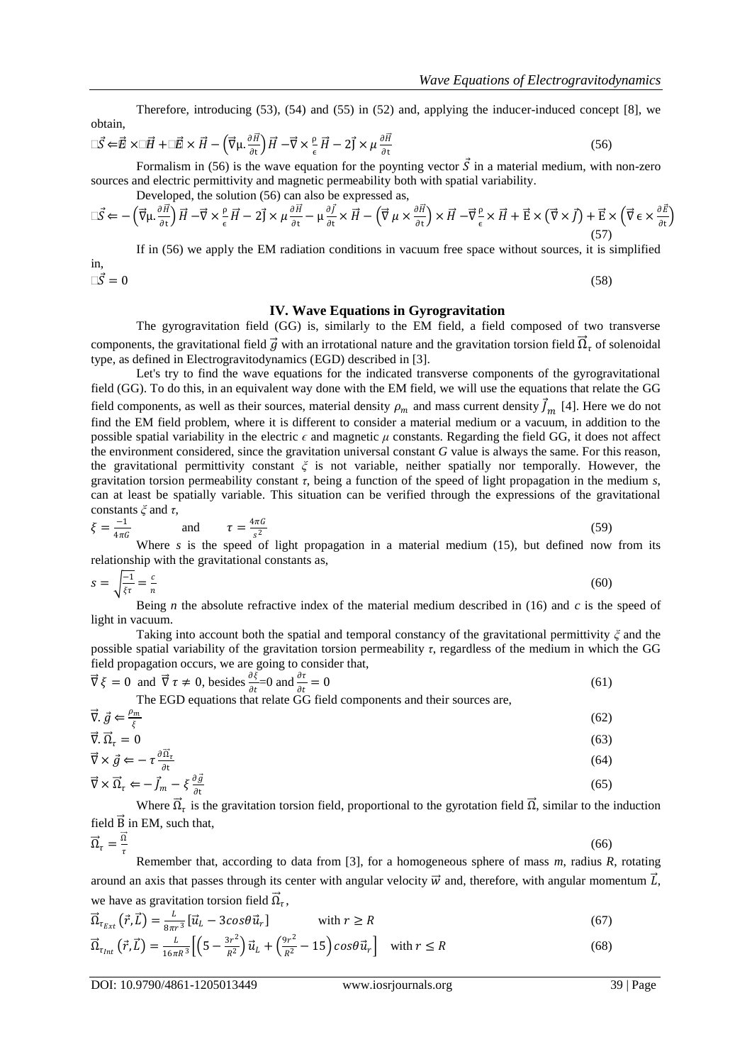Therefore, introducing (53), (54) and (55) in (52) and, applying the inducer-induced concept [8], we obtain,

$$\Box\vec{S} \Leftarrow \vec{E} \times \Box\vec{H} + \Box\vec{E} \times \vec{H} - \left(\vec{\nabla}\mu.\frac{\partial \vec{H}}{\partial t}\right)\vec{H} - \vec{\nabla} \times \frac{\rho}{\epsilon}\vec{H} - 2\vec{J} \times \mu\frac{\partial \vec{H}}{\partial t} \tag{56}$$

Formalism in (56) is the wave equation for the poynting vector $\vec{S}$ in a material medium, with non-zero sources and electric permittivity and magnetic permeability both with spatial variability.

Developed, the solution (56) can also be expressed as,

$$\Box\vec{S} \Leftarrow -\left(\vec{\nabla}\mu.\frac{\partial \vec{H}}{\partial t}\right)\vec{H} - \vec{\nabla} \times \frac{\rho}{\epsilon}\vec{H} - 2\vec{J} \times \mu\frac{\partial \vec{H}}{\partial t} - \mu\frac{\partial \vec{J}}{\partial t} \times \vec{H} - \left(\vec{\nabla}\mu \times \frac{\partial \vec{H}}{\partial t}\right) \times \vec{H} - \vec{\nabla}\frac{\rho}{\epsilon} \times \vec{H} + \vec{E} \times \left(\vec{\nabla} \times \vec{J}\right) + \vec{E} \times \left(\vec{\nabla}\epsilon \times \frac{\partial \vec{E}}{\partial t}\right) \tag{57}$$

If in (56) we apply the EM radiation conditions in vacuum free space without sources, it is simplified in,

$$\Box\vec{S} = 0 \tag{58}$$

## IV. Wave Equations in Gyrogravitation

The gyrogravitation field (GG) is, similarly to the EM field, a field composed of two transverse components, the gravitational field $\vec{g}$ with an irrotational nature and the gravitation torsion field $\vec{\Omega}_\tau$ of solenoidal type, as defined in Electrogravitodynamics (EGD) described in [3].

Let's try to find the wave equations for the indicated transverse components of the gyrogravitational field (GG). To do this, in an equivalent way done with the EM field, we will use the equations that relate the GG field components, as well as their sources, material density $\rho_m$ and mass current density $\vec{J}_m$ [4]. Here we do not find the EM field problem, where it is different to consider a material medium or a vacuum, in addition to the possible spatial variability in the electric $\epsilon$ and magnetic $\mu$ constants. Regarding the field GG, it does not affect the environment considered, since the gravitation universal constant $G$ value is always the same. For this reason, the gravitational permittivity constant $\xi$ is not variable, neither spatially nor temporally. However, the gravitation torsion permeability constant $\tau$, being a function of the speed of light propagation in the medium $s$, can at least be spatially variable. This situation can be verified through the expressions of the gravitational constants $\xi$ and $\tau$,

$$\xi = \frac{-1}{4\pi G} \quad \text{and} \quad \tau = \frac{4\pi G}{s^2} \tag{59}$$

Where $s$ is the speed of light propagation in a material medium (15), but defined now from its relationship with the gravitational constants as,

$$s = \sqrt{\frac{-1}{\xi\tau}} = \frac{c}{n} \tag{60}$$

Being $n$ the absolute refractive index of the material medium described in (16) and $c$ is the speed of light in vacuum.

Taking into account both the spatial and temporal constancy of the gravitational permittivity $\xi$ and the possible spatial variability of the gravitation torsion permeability $\tau$, regardless of the medium in which the GG field propagation occurs, we are going to consider that,

$$\vec{\nabla}\xi = 0 \ \text{ and } \ \vec{\nabla}\tau \neq 0, \text{ besides } \frac{\partial \xi}{\partial t} = 0 \text{ and } \frac{\partial \tau}{\partial t} = 0 \tag{61}$$

The EGD equations that relate GG field components and their sources are,

$$\vec{\nabla}.\vec{g} \Leftarrow \frac{\rho_m}{\xi} \tag{62}$$

$$\vec{\nabla}.\vec{\Omega}_\tau = 0 \tag{63}$$

$$\vec{\nabla} \times \vec{g} \Leftarrow -\tau\frac{\partial \vec{\Omega}_\tau}{\partial t} \tag{64}$$

$$\vec{\nabla} \times \vec{\Omega}_\tau \Leftarrow -\vec{J}_m - \xi\frac{\partial \vec{g}}{\partial t} \tag{65}$$

Where $\vec{\Omega}_\tau$ is the gravitation torsion field, proportional to the gyrotation field $\vec{\Omega}$, similar to the induction field $\vec{B}$ in EM, such that,

$$\vec{\Omega}_\tau = \frac{\vec{\Omega}}{\tau} \tag{66}$$

Remember that, according to data from [3], for a homogeneous sphere of mass $m$, radius $R$, rotating around an axis that passes through its center with angular velocity $\vec{w}$ and, therefore, with angular momentum $\vec{L}$, we have as gravitation torsion field $\vec{\Omega}_\tau$,

$$\vec{\Omega}_{\tau_{Ext}}\left(\vec{r},\vec{L}\right) = \frac{L}{8\pi r^3}\left[\vec{u}_L - 3cos\theta\vec{u}_r\right] \qquad \text{with } r \geq R \tag{67}$$

$$\vec{\Omega}_{\tau_{Int}}\left(\vec{r},\vec{L}\right) = \frac{L}{16\pi R^3}\left[\left(5 - \frac{3r^2}{R^2}\right)\vec{u}_L + \left(\frac{9r^2}{R^2} - 15\right)cos\theta\vec{u}_r\right] \quad \text{with } r \leq R \tag{68}$$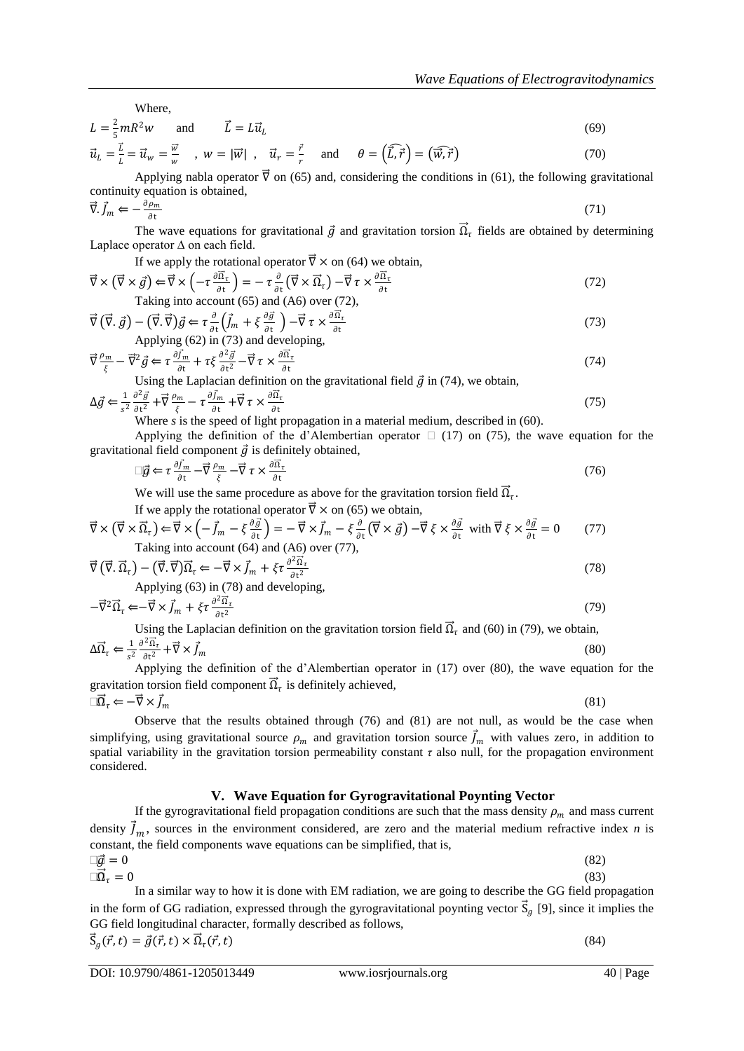Where,

$$L = \frac{2}{5}mR^2w \quad \text{and} \quad \vec{L} = L\vec{u}_L \tag{69}$$

$$\vec{u}_L = \frac{\vec{L}}{L} = \vec{u}_w = \frac{\vec{w}}{w} \quad , \; w = |\vec{w}| \; , \quad \vec{u}_r = \frac{\vec{r}}{r} \quad \text{and} \quad \theta = \left(\widehat{\vec{L},\vec{r}}\right) = \left(\widehat{\vec{w},\vec{r}}\right) \tag{70}$$

Applying nabla operator $\vec{\nabla}$ on (65) and, considering the conditions in (61), the following gravitational continuity equation is obtained,

$$\vec{\nabla}.\vec{J}_m \Leftarrow -\frac{\partial \rho_m}{\partial t} \tag{71}$$

The wave equations for gravitational $\vec{g}$ and gravitation torsion $\vec{\Omega}_\tau$ fields are obtained by determining Laplace operator $\Delta$ on each field.

If we apply the rotational operator $\vec{\nabla}\times$ on (64) we obtain,

$$\vec{\nabla}\times\left(\vec{\nabla}\times\vec{g}\right) \Leftarrow \vec{\nabla}\times\left(-\tau\frac{\partial\vec{\Omega}_\tau}{\partial t}\right) = -\tau\frac{\partial}{\partial t}\left(\vec{\nabla}\times\vec{\Omega}_\tau\right) - \vec{\nabla}\tau\times\frac{\partial\vec{\Omega}_\tau}{\partial t} \tag{72}$$

Taking into account (65) and (A6) over (72),

$$\vec{\nabla}\left(\vec{\nabla}.\vec{g}\right) - \left(\vec{\nabla}.\vec{\nabla}\right)\vec{g} \Leftarrow \tau\frac{\partial}{\partial t}\left(\vec{J}_m + \xi\frac{\partial\vec{g}}{\partial t}\right) - \vec{\nabla}\tau\times\frac{\partial\vec{\Omega}_\tau}{\partial t} \tag{73}$$

Applying (62) in (73) and developing,

$$\vec{\nabla}\frac{\rho_m}{\xi} - \vec{\nabla}^2\vec{g} \Leftarrow \tau\frac{\partial\vec{J}_m}{\partial t} + \tau\xi\frac{\partial^2\vec{g}}{\partial t^2} - \vec{\nabla}\tau\times\frac{\partial\vec{\Omega}_\tau}{\partial t} \tag{74}$$

Using the Laplacian definition on the gravitational field $\vec{g}$ in (74), we obtain,

$$\Delta\vec{g} \Leftarrow \frac{1}{s^2}\frac{\partial^2\vec{g}}{\partial t^2} + \vec{\nabla}\frac{\rho_m}{\xi} - \tau\frac{\partial\vec{J}_m}{\partial t} + \vec{\nabla}\tau\times\frac{\partial\vec{\Omega}_\tau}{\partial t} \tag{75}$$

Where *s* is the speed of light propagation in a material medium, described in (60).

Applying the definition of the d'Alembertian operator $\Box$ (17) on (75), the wave equation for the gravitational field component $\vec{g}$ is definitely obtained,

$$\Box\vec{g} \Leftarrow \tau\frac{\partial\vec{J}_m}{\partial t} - \vec{\nabla}\frac{\rho_m}{\xi} - \vec{\nabla}\tau\times\frac{\partial\vec{\Omega}_\tau}{\partial t} \tag{76}$$

We will use the same procedure as above for the gravitation torsion field $\vec{\Omega}_\tau$.

If we apply the rotational operator $\vec{\nabla}\times$ on (65) we obtain,

$$\vec{\nabla}\times\left(\vec{\nabla}\times\vec{\Omega}_\tau\right) \Leftarrow \vec{\nabla}\times\left(-\vec{J}_m - \xi\frac{\partial\vec{g}}{\partial t}\right) = -\vec{\nabla}\times\vec{J}_m - \xi\frac{\partial}{\partial t}\left(\vec{\nabla}\times\vec{g}\right) - \vec{\nabla}\xi\times\frac{\partial\vec{g}}{\partial t} \;\text{ with } \vec{\nabla}\xi\times\frac{\partial\vec{g}}{\partial t} = 0 \tag{77}$$

Taking into account (64) and (A6) over (77),

$$\vec{\nabla}\left(\vec{\nabla}.\vec{\Omega}_\tau\right) - \left(\vec{\nabla}.\vec{\nabla}\right)\vec{\Omega}_\tau \Leftarrow -\vec{\nabla}\times\vec{J}_m + \xi\tau\frac{\partial^2\vec{\Omega}_\tau}{\partial t^2} \tag{78}$$

Applying (63) in (78) and developing,

$$-\vec{\nabla}^2\vec{\Omega}_\tau \Leftarrow -\vec{\nabla}\times\vec{J}_m + \xi\tau\frac{\partial^2\vec{\Omega}_\tau}{\partial t^2} \tag{79}$$

Using the Laplacian definition on the gravitation torsion field $\vec{\Omega}_\tau$ and (60) in (79), we obtain,

$$\Delta\vec{\Omega}_\tau \Leftarrow \frac{1}{s^2}\frac{\partial^2\vec{\Omega}_\tau}{\partial t^2} + \vec{\nabla}\times\vec{J}_m \tag{80}$$

Applying the definition of the d'Alembertian operator in (17) over (80), the wave equation for the gravitation torsion field component $\vec{\Omega}_\tau$ is definitely achieved,

$$\Box\vec{\Omega}_\tau \Leftarrow -\vec{\nabla}\times\vec{J}_m \tag{81}$$

Observe that the results obtained through (76) and (81) are not null, as would be the case when simplifying, using gravitational source $\rho_m$ and gravitation torsion source $\vec{J}_m$ with values zero, in addition to spatial variability in the gravitation torsion permeability constant $\tau$ also null, for the propagation environment considered.

## V. Wave Equation for Gyrogravitational Poynting Vector

If the gyrogravitational field propagation conditions are such that the mass density $\rho_m$ and mass current density $\vec{J}_m$, sources in the environment considered, are zero and the material medium refractive index *n* is constant, the field components wave equations can be simplified, that is,

$$\Box\vec{g} = 0 \tag{82}$$

$$\Box\vec{\Omega}_\tau = 0 \tag{83}$$

In a similar way to how it is done with EM radiation, we are going to describe the GG field propagation in the form of GG radiation, expressed through the gyrogravitational poynting vector $\vec{S}_g$ [9], since it implies the GG field longitudinal character, formally described as follows,

$$\vec{S}_g(\vec{r},t) = \vec{g}(\vec{r},t)\times\vec{\Omega}_\tau(\vec{r},t) \tag{84}$$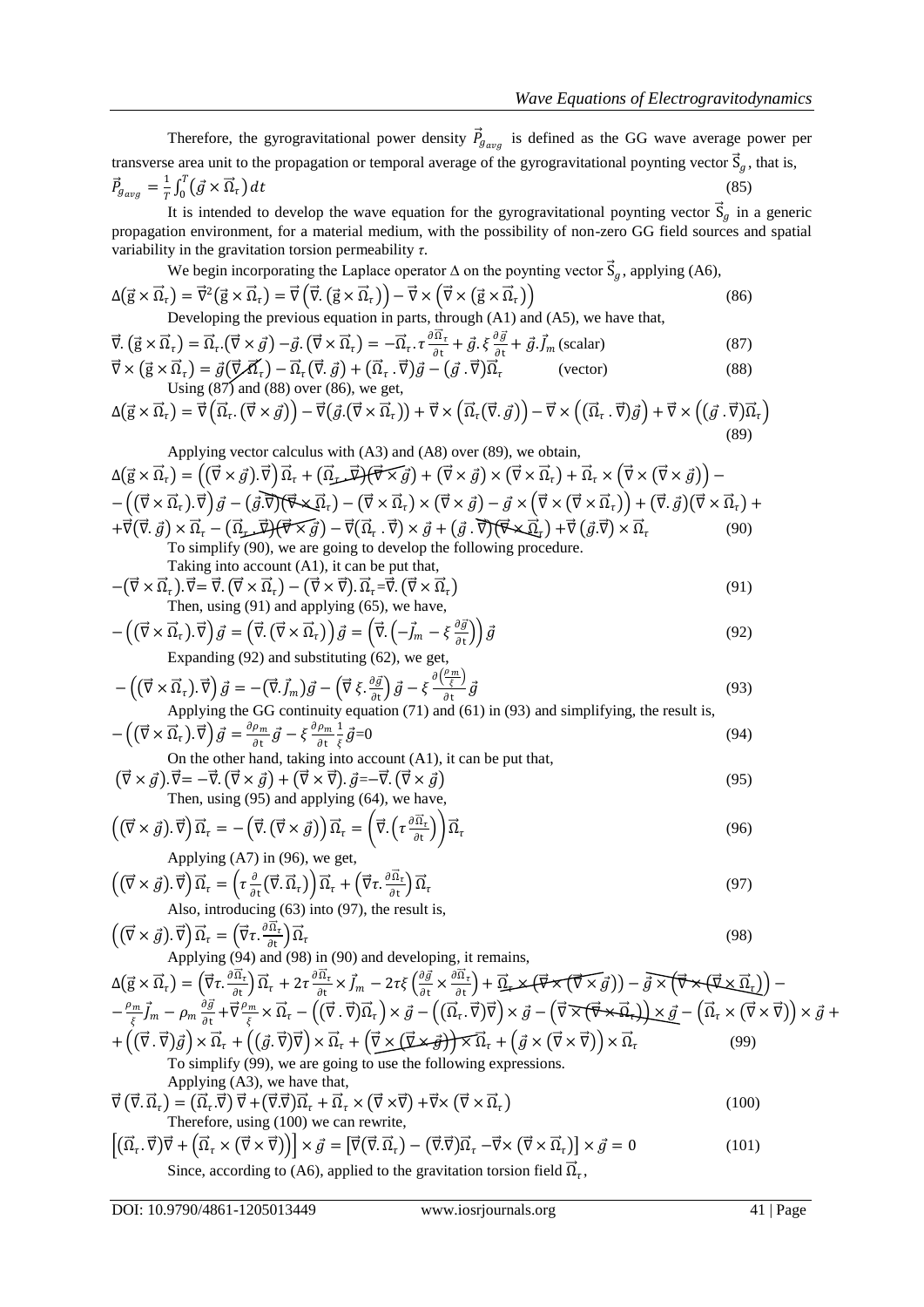Therefore, the gyrogravitational power density $\vec{P}_{g_{avg}}$ is defined as the GG wave average power per transverse area unit to the propagation or temporal average of the gyrogravitational poynting vector $\vec{S}_g$, that is,

$$\vec{P}_{g_{avg}} = \frac{1}{T}\int_0^T \left(\vec{g} \times \vec{\Omega}_\tau\right) dt \tag{85}$$

It is intended to develop the wave equation for the gyrogravitational poynting vector $\vec{S}_g$ in a generic propagation environment, for a material medium, with the possibility of non-zero GG field sources and spatial variability in the gravitation torsion permeability $\tau$.

We begin incorporating the Laplace operator $\Delta$ on the poynting vector $\vec{S}_g$, applying (A6),

$$\Delta\left(\vec{g} \times \vec{\Omega}_\tau\right) = \vec{\nabla}^2\left(\vec{g} \times \vec{\Omega}_\tau\right) = \vec{\nabla}\left(\vec{\nabla}.\left(\vec{g} \times \vec{\Omega}_\tau\right)\right) - \vec{\nabla} \times \left(\vec{\nabla} \times \left(\vec{g} \times \vec{\Omega}_\tau\right)\right) \tag{86}$$

Developing the previous equation in parts, through (A1) and (A5), we have that,

$$\vec{\nabla}.\left(\vec{g} \times \vec{\Omega}_\tau\right) = \vec{\Omega}_\tau.\left(\vec{\nabla} \times \vec{g}\right) - \vec{g}.\left(\vec{\nabla} \times \vec{\Omega}_\tau\right) = -\vec{\Omega}_\tau.\tau\frac{\partial\vec{\Omega}_\tau}{\partial t} + \vec{g}.\xi\frac{\partial\vec{g}}{\partial t} + \vec{g}.\vec{J}_m \text{ (scalar)} \tag{87}$$

$$\vec{\nabla} \times \left(\vec{g} \times \vec{\Omega}_\tau\right) = \vec{g}\left(\vec{\nabla}.\vec{\Omega}_\tau\right) - \vec{\Omega}_\tau\left(\vec{\nabla}.\vec{g}\right) + \left(\vec{\Omega}_\tau.\vec{\nabla}\right)\vec{g} - \left(\vec{g}.\vec{\nabla}\right)\vec{\Omega}_\tau \qquad \text{(vector)} \tag{88}$$

Using (87) and (88) over (86), we get,

$$\Delta\left(\vec{g} \times \vec{\Omega}_\tau\right) = \vec{\nabla}\left(\vec{\Omega}_\tau.\left(\vec{\nabla} \times \vec{g}\right)\right) - \vec{\nabla}\left(\vec{g}.\left(\vec{\nabla} \times \vec{\Omega}_\tau\right)\right) + \vec{\nabla} \times \left(\vec{\Omega}_\tau\left(\vec{\nabla}.\vec{g}\right)\right) - \vec{\nabla} \times \left(\left(\vec{\Omega}_\tau.\vec{\nabla}\right)\vec{g}\right) + \vec{\nabla} \times \left(\left(\vec{g}.\vec{\nabla}\right)\vec{\Omega}_\tau\right) \tag{89}$$

Applying vector calculus with (A3) and (A8) over (89), we obtain,

$$\begin{aligned}\Delta\left(\vec{g} \times \vec{\Omega}_\tau\right) = &\left(\left(\vec{\nabla} \times \vec{g}\right).\vec{\nabla}\right)\vec{\Omega}_\tau + \left(\vec{\Omega}_\tau.\vec{\nabla}\right)\left(\vec{\nabla} \times \vec{g}\right) + \left(\vec{\nabla} \times \vec{g}\right) \times \left(\vec{\nabla} \times \vec{\Omega}_\tau\right) + \vec{\Omega}_\tau \times \left(\vec{\nabla} \times \left(\vec{\nabla} \times \vec{g}\right)\right) - \\ &-\left(\left(\vec{\nabla} \times \vec{\Omega}_\tau\right).\vec{\nabla}\right)\vec{g} - \left(\vec{g}.\vec{\nabla}\right)\left(\vec{\nabla} \times \vec{\Omega}_\tau\right) - \left(\vec{\nabla} \times \vec{\Omega}_\tau\right) \times \left(\vec{\nabla} \times \vec{g}\right) - \vec{g} \times \left(\vec{\nabla} \times \left(\vec{\nabla} \times \vec{\Omega}_\tau\right)\right) + \left(\vec{\nabla}.\vec{g}\right)\left(\vec{\nabla} \times \vec{\Omega}_\tau\right) + \\ &+\vec{\nabla}\left(\vec{\nabla}.\vec{g}\right) \times \vec{\Omega}_\tau - \left(\vec{\Omega}_\tau.\vec{\nabla}\right)\left(\vec{\nabla} \times \vec{g}\right) - \vec{\nabla}\left(\vec{\Omega}_\tau.\vec{\nabla}\right) \times \vec{g} + \left(\vec{g}.\vec{\nabla}\right)\left(\vec{\nabla} \times \vec{\Omega}_\tau\right) + \vec{\nabla}\left(\vec{g}.\vec{\nabla}\right) \times \vec{\Omega}_\tau\end{aligned} \tag{90}$$

To simplify (90), we are going to develop the following procedure.

Taking into account (A1), it can be put that,

$$-\left(\vec{\nabla} \times \vec{\Omega}_\tau\right).\vec{\nabla} = \vec{\nabla}.\left(\vec{\nabla} \times \vec{\Omega}_\tau\right) - \left(\vec{\nabla} \times \vec{\nabla}\right).\vec{\Omega}_\tau = \vec{\nabla}.\left(\vec{\nabla} \times \vec{\Omega}_\tau\right) \tag{91}$$

Then, using (91) and applying (65), we have,

$$-\left(\left(\vec{\nabla} \times \vec{\Omega}_\tau\right).\vec{\nabla}\right)\vec{g} = \left(\vec{\nabla}.\left(\vec{\nabla} \times \vec{\Omega}_\tau\right)\right)\vec{g} = \left(\vec{\nabla}.\left(-\vec{J}_m - \xi\frac{\partial\vec{g}}{\partial t}\right)\right)\vec{g} \tag{92}$$

Expanding (92) and substituting (62), we get,

$$-\left(\left(\vec{\nabla} \times \vec{\Omega}_\tau\right).\vec{\nabla}\right)\vec{g} = -\left(\vec{\nabla}.\vec{J}_m\right)\vec{g} - \left(\vec{\nabla}\xi.\frac{\partial\vec{g}}{\partial t}\right)\vec{g} - \xi\frac{\partial\left(\frac{\rho_m}{\xi}\right)}{\partial t}\vec{g} \tag{93}$$

Applying the GG continuity equation (71) and (61) in (93) and simplifying, the result is,

$$-\left(\left(\vec{\nabla} \times \vec{\Omega}_\tau\right).\vec{\nabla}\right)\vec{g} = \frac{\partial\rho_m}{\partial t}\vec{g} - \xi\frac{\partial\rho_m}{\partial t}\frac{1}{\xi}\vec{g} = 0 \tag{94}$$

On the other hand, taking into account (A1), it can be put that,

$$\left(\vec{\nabla} \times \vec{g}\right).\vec{\nabla} = -\vec{\nabla}.\left(\vec{\nabla} \times \vec{g}\right) + \left(\vec{\nabla} \times \vec{\nabla}\right).\vec{g} = -\vec{\nabla}.\left(\vec{\nabla} \times \vec{g}\right) \tag{95}$$

Then, using (95) and applying (64), we have,

$$\left(\left(\vec{\nabla} \times \vec{g}\right).\vec{\nabla}\right)\vec{\Omega}_\tau = -\left(\vec{\nabla}.\left(\vec{\nabla} \times \vec{g}\right)\right)\vec{\Omega}_\tau = \left(\vec{\nabla}.\left(\tau\frac{\partial\vec{\Omega}_\tau}{\partial t}\right)\right)\vec{\Omega}_\tau \tag{96}$$

Applying (A7) in (96), we get,

$$\left(\left(\vec{\nabla} \times \vec{g}\right).\vec{\nabla}\right)\vec{\Omega}_\tau = \left(\tau\frac{\partial}{\partial t}\left(\vec{\nabla}.\vec{\Omega}_\tau\right)\right)\vec{\Omega}_\tau + \left(\vec{\nabla}\tau.\frac{\partial\vec{\Omega}_\tau}{\partial t}\right)\vec{\Omega}_\tau \tag{97}$$

Also, introducing (63) into (97), the result is,

$$\left(\left(\vec{\nabla} \times \vec{g}\right).\vec{\nabla}\right)\vec{\Omega}_\tau = \left(\vec{\nabla}\tau.\frac{\partial\vec{\Omega}_\tau}{\partial t}\right)\vec{\Omega}_\tau \tag{98}$$

Applying (94) and (98) in (90) and developing, it remains,

$$\begin{aligned}\Delta\left(\vec{g} \times \vec{\Omega}_\tau\right) = &\left(\vec{\nabla}\tau.\frac{\partial\vec{\Omega}_\tau}{\partial t}\right)\vec{\Omega}_\tau + 2\tau\frac{\partial\vec{\Omega}_\tau}{\partial t} \times \vec{J}_m - 2\tau\xi\left(\frac{\partial\vec{g}}{\partial t} \times \frac{\partial\vec{\Omega}_\tau}{\partial t}\right) + \vec{\Omega}_\tau \times \left(\vec{\nabla} \times \left(\vec{\nabla} \times \vec{g}\right)\right) - \vec{g} \times \left(\vec{\nabla} \times \left(\vec{\nabla} \times \vec{\Omega}_\tau\right)\right) - \\ &-\frac{\rho_m}{\xi}\vec{J}_m - \rho_m\frac{\partial\vec{g}}{\partial t} + \vec{\nabla}\frac{\rho_m}{\xi} \times \vec{\Omega}_\tau - \left(\left(\vec{\nabla}.\vec{\nabla}\right)\vec{\Omega}_\tau\right) \times \vec{g} - \left(\left(\vec{\Omega}_\tau.\vec{\nabla}\right)\vec{\nabla}\right) \times \vec{g} - \left(\vec{\nabla} \times \left(\vec{\nabla} \times \vec{\Omega}_\tau\right)\right) \times \vec{g} - \left(\vec{\Omega}_\tau \times \left(\vec{\nabla} \times \vec{\nabla}\right)\right) \times \vec{g} + \\ &+\left(\left(\vec{\nabla}.\vec{\nabla}\right)\vec{g}\right) \times \vec{\Omega}_\tau + \left(\left(\vec{g}.\vec{\nabla}\right)\vec{\nabla}\right) \times \vec{\Omega}_\tau + \left(\vec{\nabla} \times \left(\vec{\nabla} \times \vec{g}\right)\right) \times \vec{\Omega}_\tau + \left(\vec{g} \times \left(\vec{\nabla} \times \vec{\nabla}\right)\right) \times \vec{\Omega}_\tau\end{aligned} \tag{99}$$

To simplify (99), we are going to use the following expressions.

Applying (A3), we have that,

$$\vec{\nabla}\left(\vec{\nabla}.\vec{\Omega}_\tau\right) = \left(\vec{\Omega}_\tau.\vec{\nabla}\right)\vec{\nabla} + \left(\vec{\nabla}.\vec{\nabla}\right)\vec{\Omega}_\tau + \vec{\Omega}_\tau \times \left(\vec{\nabla} \times \vec{\nabla}\right) + \vec{\nabla} \times \left(\vec{\nabla} \times \vec{\Omega}_\tau\right) \tag{100}$$

Therefore, using (100) we can rewrite,

$$\left[\left(\vec{\Omega}_\tau.\vec{\nabla}\right)\vec{\nabla} + \left(\vec{\Omega}_\tau \times \left(\vec{\nabla} \times \vec{\nabla}\right)\right)\right] \times \vec{g} = \left[\vec{\nabla}\left(\vec{\nabla}.\vec{\Omega}_\tau\right) - \left(\vec{\nabla}.\vec{\nabla}\right)\vec{\Omega}_\tau - \vec{\nabla} \times \left(\vec{\nabla} \times \vec{\Omega}_\tau\right)\right] \times \vec{g} = 0 \tag{101}$$

Since, according to (A6), applied to the gravitation torsion field $\vec{\Omega}_\tau$,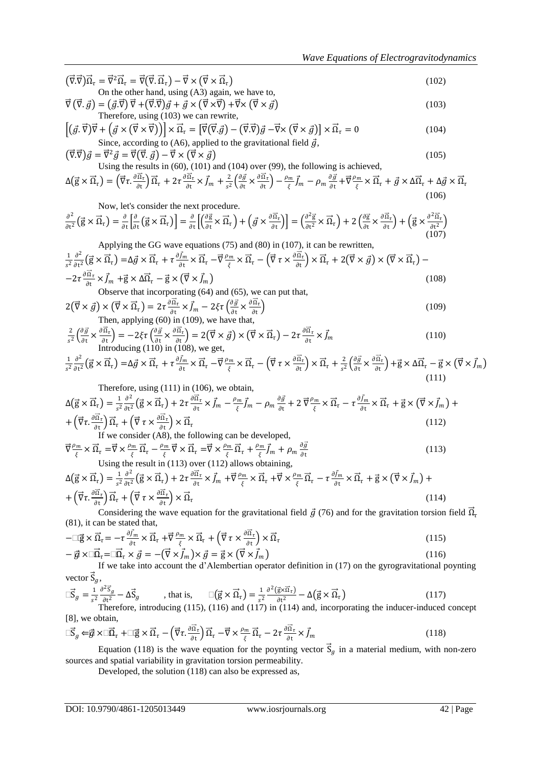$$\left(\vec{\nabla}.\vec{\nabla}\right)\vec{\Omega}_\tau = \vec{\nabla}^2\vec{\Omega}_\tau = \vec{\nabla}\left(\vec{\nabla}.\vec{\Omega}_\tau\right) - \vec{\nabla}\times\left(\vec{\nabla}\times\vec{\Omega}_\tau\right) \tag{102}$$

On the other hand, using (A3) again, we have to,

$$\vec{\nabla}\left(\vec{\nabla}.\vec{g}\right) = \left(\vec{g}.\vec{\nabla}\right)\vec{\nabla} + \left(\vec{\nabla}.\vec{\nabla}\right)\vec{g} + \vec{g}\times\left(\vec{\nabla}\times\vec{\nabla}\right) + \vec{\nabla}\times\left(\vec{\nabla}\times\vec{g}\right) \tag{103}$$

Therefore, using (103) we can rewrite,

$$\left[\left(\vec{g}.\vec{\nabla}\right)\vec{\nabla} + \left(\vec{g}\times\left(\vec{\nabla}\times\vec{\nabla}\right)\right)\right]\times\vec{\Omega}_\tau = \left[\vec{\nabla}\left(\vec{\nabla}.\vec{g}\right) - \left(\vec{\nabla}.\vec{\nabla}\right)\vec{g} - \vec{\nabla}\times\left(\vec{\nabla}\times\vec{g}\right)\right]\times\vec{\Omega}_\tau = 0 \tag{104}$$

Since, according to (A6), applied to the gravitational field $\vec{g}$,

$$\left(\vec{\nabla}.\vec{\nabla}\right)\vec{g} = \vec{\nabla}^2\vec{g} = \vec{\nabla}\left(\vec{\nabla}.\vec{g}\right) - \vec{\nabla}\times\left(\vec{\nabla}\times\vec{g}\right) \tag{105}$$

Using the results in (60), (101) and (104) over (99), the following is achieved,

$$\Delta\left(\vec{g}\times\vec{\Omega}_\tau\right) = \left(\vec{\nabla}\tau.\frac{\partial\vec{\Omega}_\tau}{\partial t}\right)\vec{\Omega}_\tau + 2\tau\frac{\partial\vec{\Omega}_\tau}{\partial t}\times\vec{J}_m + \frac{2}{s^2}\left(\frac{\partial\vec{g}}{\partial t}\times\frac{\partial\vec{\Omega}_\tau}{\partial t}\right) - \frac{\rho_m}{\xi}\vec{J}_m - \rho_m\frac{\partial\vec{g}}{\partial t} + \vec{\nabla}\frac{\rho_m}{\xi}\times\vec{\Omega}_\tau + \vec{g}\times\Delta\vec{\Omega}_\tau + \Delta\vec{g}\times\vec{\Omega}_\tau \tag{106}$$

Now, let's consider the next procedure.

$$\frac{\partial^2}{\partial t^2}\left(\vec{g}\times\vec{\Omega}_\tau\right) = \frac{\partial}{\partial t}\left[\frac{\partial}{\partial t}\left(\vec{g}\times\vec{\Omega}_\tau\right)\right] = \frac{\partial}{\partial t}\left[\left(\frac{\partial\vec{g}}{\partial t}\times\vec{\Omega}_\tau\right) + \left(\vec{g}\times\frac{\partial\vec{\Omega}_\tau}{\partial t}\right)\right] = \left(\frac{\partial^2\vec{g}}{\partial t^2}\times\vec{\Omega}_\tau\right) + 2\left(\frac{\partial\vec{g}}{\partial t}\times\frac{\partial\vec{\Omega}_\tau}{\partial t}\right) + \left(\vec{g}\times\frac{\partial^2\vec{\Omega}_\tau}{\partial t^2}\right) \tag{107}$$

Applying the GG wave equations (75) and (80) in (107), it can be rewritten,

$$\frac{1}{s^2}\frac{\partial^2}{\partial t^2}\left(\vec{g}\times\vec{\Omega}_\tau\right) = \Delta\vec{g}\times\vec{\Omega}_\tau + \tau\frac{\partial\vec{J}_m}{\partial t}\times\vec{\Omega}_\tau - \vec{\nabla}\frac{\rho_m}{\xi}\times\vec{\Omega}_\tau - \left(\vec{\nabla}\tau\times\frac{\partial\vec{\Omega}_\tau}{\partial t}\right)\times\vec{\Omega}_\tau + 2\left(\vec{\nabla}\times\vec{g}\right)\times\left(\vec{\nabla}\times\vec{\Omega}_\tau\right) - 2\tau\frac{\partial\vec{\Omega}_\tau}{\partial t}\times\vec{J}_m + \vec{g}\times\Delta\vec{\Omega}_\tau - \vec{g}\times\left(\vec{\nabla}\times\vec{J}_m\right) \tag{108}$$

Observe that incorporating (64) and (65), we can put that,

$$2\left(\vec{\nabla}\times\vec{g}\right)\times\left(\vec{\nabla}\times\vec{\Omega}_\tau\right) = 2\tau\frac{\partial\vec{\Omega}_\tau}{\partial t}\times\vec{J}_m - 2\xi\tau\left(\frac{\partial\vec{g}}{\partial t}\times\frac{\partial\vec{\Omega}_\tau}{\partial t}\right) \tag{109}$$

Then, applying (60) in (109), we have that,

$$\frac{2}{s^2}\left(\frac{\partial\vec{g}}{\partial t}\times\frac{\partial\vec{\Omega}_\tau}{\partial t}\right) = -2\xi\tau\left(\frac{\partial\vec{g}}{\partial t}\times\frac{\partial\vec{\Omega}_\tau}{\partial t}\right) = 2\left(\vec{\nabla}\times\vec{g}\right)\times\left(\vec{\nabla}\times\vec{\Omega}_\tau\right) - 2\tau\frac{\partial\vec{\Omega}_\tau}{\partial t}\times\vec{J}_m \tag{110}$$

Introducing (110) in (108), we get,

$$\frac{1}{s^2}\frac{\partial^2}{\partial t^2}\left(\vec{g}\times\vec{\Omega}_\tau\right) = \Delta\vec{g}\times\vec{\Omega}_\tau + \tau\frac{\partial\vec{J}_m}{\partial t}\times\vec{\Omega}_\tau - \vec{\nabla}\frac{\rho_m}{\xi}\times\vec{\Omega}_\tau - \left(\vec{\nabla}\tau\times\frac{\partial\vec{\Omega}_\tau}{\partial t}\right)\times\vec{\Omega}_\tau + \frac{2}{s^2}\left(\frac{\partial\vec{g}}{\partial t}\times\frac{\partial\vec{\Omega}_\tau}{\partial t}\right) + \vec{g}\times\Delta\vec{\Omega}_\tau - \vec{g}\times\left(\vec{\nabla}\times\vec{J}_m\right) \tag{111}$$

Therefore, using (111) in (106), we obtain,

$$\Delta\left(\vec{g}\times\vec{\Omega}_\tau\right) = \frac{1}{s^2}\frac{\partial^2}{\partial t^2}\left(\vec{g}\times\vec{\Omega}_\tau\right) + 2\tau\frac{\partial\vec{\Omega}_\tau}{\partial t}\times\vec{J}_m - \frac{\rho_m}{\xi}\vec{J}_m - \rho_m\frac{\partial\vec{g}}{\partial t} + 2\,\vec{\nabla}\frac{\rho_m}{\xi}\times\vec{\Omega}_\tau - \tau\frac{\partial\vec{J}_m}{\partial t}\times\vec{\Omega}_\tau + \vec{g}\times\left(\vec{\nabla}\times\vec{J}_m\right) + \left(\vec{\nabla}\tau.\frac{\partial\vec{\Omega}_\tau}{\partial t}\right)\vec{\Omega}_\tau + \left(\vec{\nabla}\tau\times\frac{\partial\vec{\Omega}_\tau}{\partial t}\right)\times\vec{\Omega}_\tau \tag{112}$$

If we consider (A8), the following can be developed,

$$\vec{\nabla}\frac{\rho_m}{\xi}\times\vec{\Omega}_\tau = \vec{\nabla}\times\frac{\rho_m}{\xi}\vec{\Omega}_\tau - \frac{\rho_m}{\xi}\vec{\nabla}\times\vec{\Omega}_\tau = \vec{\nabla}\times\frac{\rho_m}{\xi}\vec{\Omega}_\tau + \frac{\rho_m}{\xi}\vec{J}_m + \rho_m\frac{\partial\vec{g}}{\partial t} \tag{113}$$

Using the result in (113) over (112) allows obtaining,

$$\Delta\left(\vec{g}\times\vec{\Omega}_\tau\right) = \frac{1}{s^2}\frac{\partial^2}{\partial t^2}\left(\vec{g}\times\vec{\Omega}_\tau\right) + 2\tau\frac{\partial\vec{\Omega}_\tau}{\partial t}\times\vec{J}_m + \vec{\nabla}\frac{\rho_m}{\xi}\times\vec{\Omega}_\tau + \vec{\nabla}\times\frac{\rho_m}{\xi}\vec{\Omega}_\tau - \tau\frac{\partial\vec{J}_m}{\partial t}\times\vec{\Omega}_\tau + \vec{g}\times\left(\vec{\nabla}\times\vec{J}_m\right) + \left(\vec{\nabla}\tau.\frac{\partial\vec{\Omega}_\tau}{\partial t}\right)\vec{\Omega}_\tau + \left(\vec{\nabla}\tau\times\frac{\partial\vec{\Omega}_\tau}{\partial t}\right)\times\vec{\Omega}_\tau \tag{114}$$

Considering the wave equation for the gravitational field $\vec{g}$ (76) and for the gravitation torsion field $\vec{\Omega}_\tau$ (81), it can be stated that,

$$-\Box\vec{g}\times\vec{\Omega}_\tau = -\tau\frac{\partial\vec{J}_m}{\partial t}\times\vec{\Omega}_\tau + \vec{\nabla}\frac{\rho_m}{\xi}\times\vec{\Omega}_\tau + \left(\vec{\nabla}\tau\times\frac{\partial\vec{\Omega}_\tau}{\partial t}\right)\times\vec{\Omega}_\tau \tag{115}$$

$$-\vec{g}\times\Box\vec{\Omega}_\tau = \Box\vec{\Omega}_\tau\times\vec{g} = -\left(\vec{\nabla}\times\vec{J}_m\right)\times\vec{g} = \vec{g}\times\left(\vec{\nabla}\times\vec{J}_m\right) \tag{116}$$

If we take into account the d'Alembertian operator definition in (17) on the gyrogravitational poynting vector $\vec{S}_g$,

$$\Box\vec{S}_g = \frac{1}{s^2}\frac{\partial^2\vec{S}_g}{\partial t^2} - \Delta\vec{S}_g \qquad \text{, that is,} \qquad \Box\left(\vec{g}\times\vec{\Omega}_\tau\right) = \frac{1}{s^2}\frac{\partial^2\left(\vec{g}\times\vec{\Omega}_\tau\right)}{\partial t^2} - \Delta\left(\vec{g}\times\vec{\Omega}_\tau\right) \tag{117}$$

Therefore, introducing (115), (116) and (117) in (114) and, incorporating the inducer-induced concept [8], we obtain,

$$\Box\vec{S}_g \Leftarrow \vec{g}\times\Box\vec{\Omega}_\tau + \Box\vec{g}\times\vec{\Omega}_\tau - \left(\vec{\nabla}\tau.\frac{\partial\vec{\Omega}_\tau}{\partial t}\right)\vec{\Omega}_\tau - \vec{\nabla}\times\frac{\rho_m}{\xi}\vec{\Omega}_\tau - 2\tau\frac{\partial\vec{\Omega}_\tau}{\partial t}\times\vec{J}_m \tag{118}$$

Equation (118) is the wave equation for the poynting vector $\vec{S}_g$ in a material medium, with non-zero sources and spatial variability in gravitation torsion permeability.

Developed, the solution (118) can also be expressed as,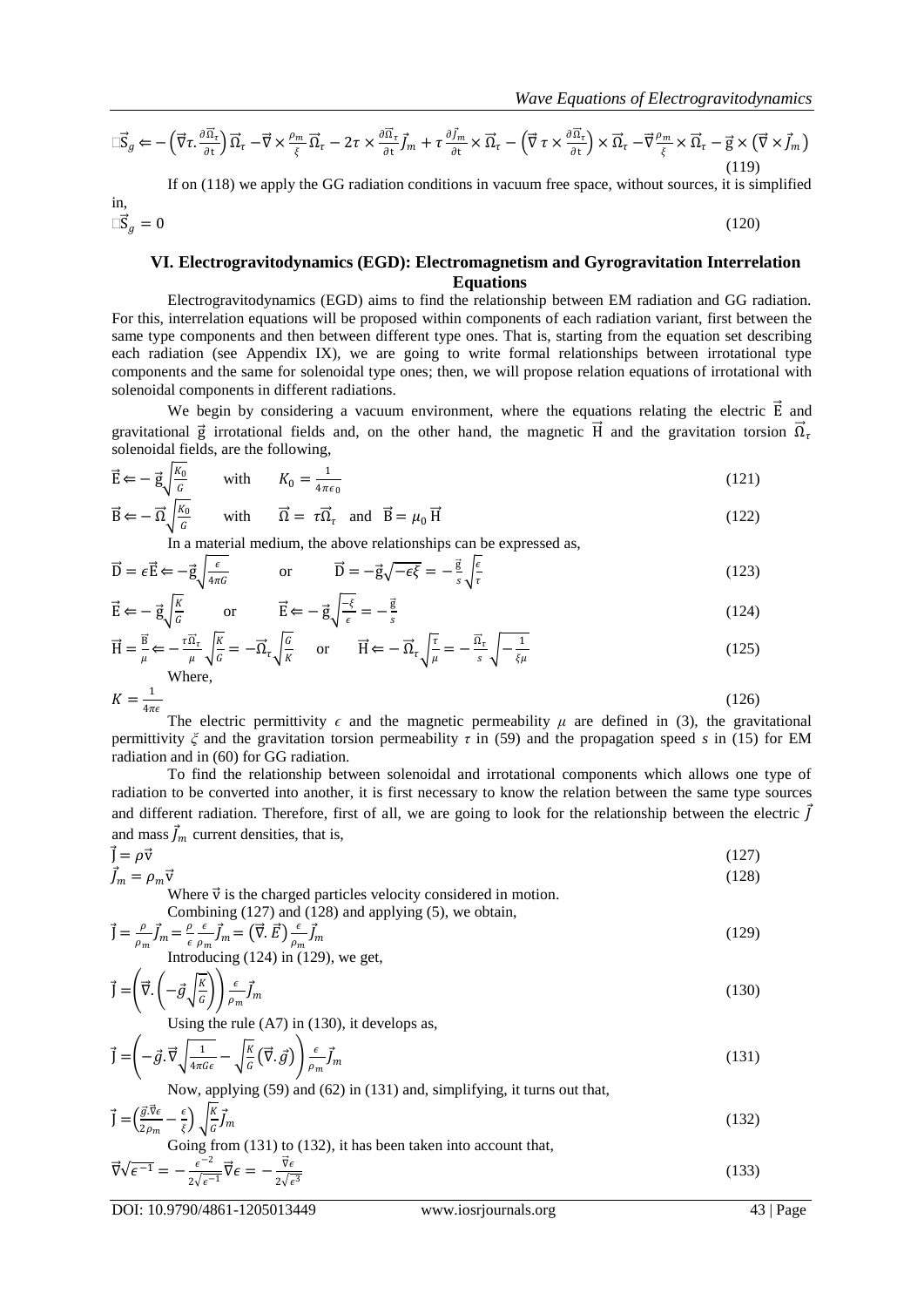$$\square\vec{S}_g \Leftarrow -\left(\vec{\nabla}\tau.\frac{\partial\vec{\Omega}_\tau}{\partial t}\right)\vec{\Omega}_\tau - \vec{\nabla}\times\frac{\rho_m}{\xi}\vec{\Omega}_\tau - 2\tau\times\frac{\partial\vec{\Omega}_\tau}{\partial t}\vec{J}_m + \tau\frac{\partial\vec{J}_m}{\partial t}\times\vec{\Omega}_\tau - \left(\vec{\nabla}\tau\times\frac{\partial\vec{\Omega}_\tau}{\partial t}\right)\times\vec{\Omega}_\tau - \vec{\nabla}\frac{\rho_m}{\xi}\times\vec{\Omega}_\tau - \vec{g}\times\left(\vec{\nabla}\times\vec{J}_m\right) \quad (119)$$

If on (118) we apply the GG radiation conditions in vacuum free space, without sources, it is simplified in,

$$\square\vec{S}_g = 0 \quad (120)$$

## VI. Electrogravitodynamics (EGD): Electromagnetism and Gyrogravitation Interrelation Equations

Electrogravitodynamics (EGD) aims to find the relationship between EM radiation and GG radiation. For this, interrelation equations will be proposed within components of each radiation variant, first between the same type components and then between different type ones. That is, starting from the equation set describing each radiation (see Appendix IX), we are going to write formal relationships between irrotational type components and the same for solenoidal type ones; then, we will propose relation equations of irrotational with solenoidal components in different radiations.

We begin by considering a vacuum environment, where the equations relating the electric $\vec{E}$ and gravitational $\vec{g}$ irrotational fields and, on the other hand, the magnetic $\vec{H}$ and the gravitation torsion $\vec{\Omega}_\tau$ solenoidal fields, are the following,

$$\vec{E} \Leftarrow -\vec{g}\sqrt{\frac{K_0}{G}} \qquad \text{with} \qquad K_0 = \frac{1}{4\pi\epsilon_0} \quad (121)$$

$$\vec{B} \Leftarrow -\vec{\Omega}\sqrt{\frac{K_0}{G}} \qquad \text{with} \qquad \vec{\Omega} = \tau\vec{\Omega}_\tau \quad \text{and} \quad \vec{B} = \mu_0\vec{H} \quad (122)$$

In a material medium, the above relationships can be expressed as,

$$\vec{D} = \epsilon\vec{E} \Leftarrow -\vec{g}\sqrt{\frac{\epsilon}{4\pi G}} \qquad \text{or} \qquad \vec{D} = -\vec{g}\sqrt{-\epsilon\xi} = -\frac{\vec{g}}{s}\sqrt{\frac{\epsilon}{\tau}} \quad (123)$$

$$\vec{E} \Leftarrow -\vec{g}\sqrt{\frac{K}{G}} \qquad \text{or} \qquad \vec{E} \Leftarrow -\vec{g}\sqrt{\frac{-\xi}{\epsilon}} = -\frac{\vec{g}}{s} \quad (124)$$

$$\vec{H} = \frac{\vec{B}}{\mu} \Leftarrow -\frac{\tau\vec{\Omega}_\tau}{\mu}\sqrt{\frac{K}{G}} = -\vec{\Omega}_\tau\sqrt{\frac{G}{K}} \qquad \text{or} \qquad \vec{H} \Leftarrow -\vec{\Omega}_\tau\sqrt{\frac{\tau}{\mu}} = -\frac{\vec{\Omega}_\tau}{s}\sqrt{-\frac{1}{\xi\mu}} \quad (125)$$

Where,

$$K = \frac{1}{4\pi\epsilon} \quad (126)$$

The electric permittivity $\epsilon$ and the magnetic permeability $\mu$ are defined in (3), the gravitational permittivity $\xi$ and the gravitation torsion permeability $\tau$ in (59) and the propagation speed $s$ in (15) for EM radiation and in (60) for GG radiation.

To find the relationship between solenoidal and irrotational components which allows one type of radiation to be converted into another, it is first necessary to know the relation between the same type sources and different radiation. Therefore, first of all, we are going to look for the relationship between the electric $\vec{J}$ and mass $\vec{J}_m$ current densities, that is,

$$\vec{J} = \rho\vec{v} \quad (127)$$

$$\vec{J}_m = \rho_m\vec{v} \quad (128)$$

Where $\vec{v}$ is the charged particles velocity considered in motion.

Combining (127) and (128) and applying (5), we obtain,

$$\vec{J} = \frac{\rho}{\rho_m}\vec{J}_m = \frac{\rho}{\epsilon}\frac{\epsilon}{\rho_m}\vec{J}_m = \left(\vec{\nabla}.\vec{E}\right)\frac{\epsilon}{\rho_m}\vec{J}_m \quad (129)$$

Introducing (124) in (129), we get,

$$\vec{J} = \left(\vec{\nabla}.\left(-\vec{g}\sqrt{\frac{K}{G}}\right)\right)\frac{\epsilon}{\rho_m}\vec{J}_m \quad (130)$$

Using the rule (A7) in (130), it develops as,

$$\vec{J} = \left(-\vec{g}.\vec{\nabla}\sqrt{\frac{1}{4\pi G\epsilon}} - \sqrt{\frac{K}{G}}\left(\vec{\nabla}.\vec{g}\right)\right)\frac{\epsilon}{\rho_m}\vec{J}_m \quad (131)$$

Now, applying (59) and (62) in (131) and, simplifying, it turns out that,

$$\vec{J} = \left(\frac{\vec{g}.\vec{\nabla}\epsilon}{2\rho_m} - \frac{\epsilon}{\xi}\right)\sqrt{\frac{K}{G}}\vec{J}_m \quad (132)$$

Going from (131) to (132), it has been taken into account that,

$$\vec{\nabla}\sqrt{\epsilon^{-1}} = -\frac{\epsilon^{-2}}{2\sqrt{\epsilon^{-1}}}\vec{\nabla}\epsilon = -\frac{\vec{\nabla}\epsilon}{2\sqrt{\epsilon^3}} \quad (133)$$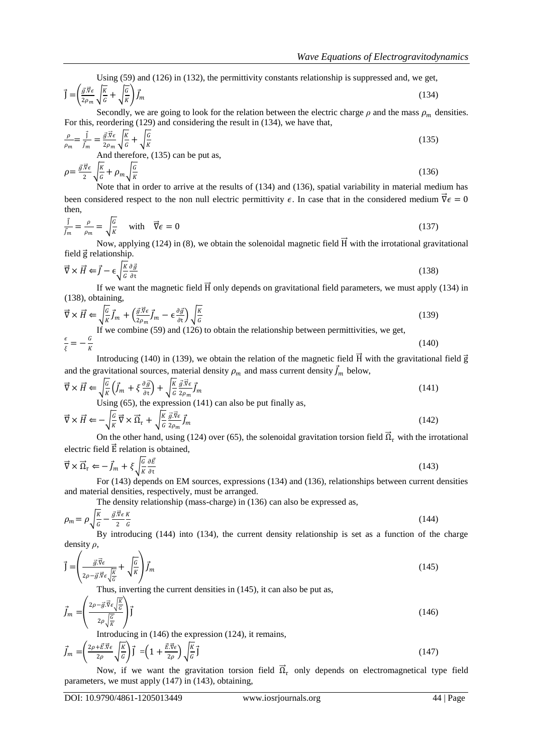Using (59) and (126) in (132), the permittivity constants relationship is suppressed and, we get,

$$\vec{\mathrm{J}} = \left(\frac{\vec{g}.\vec{\nabla}\epsilon}{2\rho_m}\sqrt{\frac{K}{G}} + \sqrt{\frac{G}{K}}\right)\vec{J}_m \tag{134}$$

Secondly, we are going to look for the relation between the electric charge $\rho$ and the mass $\rho_m$ densities. For this, reordering (129) and considering the result in (134), we have that,

$$\frac{\rho}{\rho_m} = \frac{\vec{\mathrm{J}}}{\vec{J}_m} = \frac{\vec{g}.\vec{\nabla}\epsilon}{2\rho_m}\sqrt{\frac{K}{G}} + \sqrt{\frac{G}{K}} \tag{135}$$

And therefore, (135) can be put as,

$$\rho = \frac{\vec{g}.\vec{\nabla}\epsilon}{2}\sqrt{\frac{K}{G}} + \rho_m\sqrt{\frac{G}{K}} \tag{136}$$

Note that in order to arrive at the results of (134) and (136), spatial variability in material medium has been considered respect to the non null electric permittivity $\epsilon$. In case that in the considered medium $\vec{\nabla}\epsilon = 0$ then,

$$\frac{\vec{\mathrm{J}}}{\vec{J}_m} = \frac{\rho}{\rho_m} = \sqrt{\frac{G}{K}} \quad \text{with} \quad \vec{\nabla}\epsilon = 0 \tag{137}$$

Now, applying (124) in (8), we obtain the solenoidal magnetic field $\vec{\mathrm{H}}$ with the irrotational gravitational field $\vec{\mathrm{g}}$ relationship.

$$\vec{\nabla} \times \vec{H} \Leftarrow \vec{J} - \epsilon\sqrt{\frac{K}{G}}\frac{\partial \vec{g}}{\partial \mathrm{t}} \tag{138}$$

If we want the magnetic field $\vec{\mathrm{H}}$ only depends on gravitational field parameters, we must apply (134) in (138), obtaining,

$$\vec{\nabla} \times \vec{H} \Leftarrow \sqrt{\frac{G}{K}}\vec{J}_m + \left(\frac{\vec{g}.\vec{\nabla}\epsilon}{2\rho_m}\vec{J}_m - \epsilon\frac{\partial \vec{g}}{\partial \mathrm{t}}\right)\sqrt{\frac{K}{G}} \tag{139}$$

If we combine (59) and (126) to obtain the relationship between permittivities, we get,

$$\frac{\epsilon}{\xi} = -\frac{G}{K} \tag{140}$$

Introducing (140) in (139), we obtain the relation of the magnetic field $\vec{\mathrm{H}}$ with the gravitational field $\vec{\mathrm{g}}$ and the gravitational sources, material density $\rho_m$ and mass current density $\vec{J}_m$ below,

$$\vec{\nabla} \times \vec{H} \Leftarrow \sqrt{\frac{G}{K}}\left(\vec{J}_m + \xi\frac{\partial \vec{g}}{\partial \mathrm{t}}\right) + \sqrt{\frac{K}{G}}\frac{\vec{g}.\vec{\nabla}\epsilon}{2\rho_m}\vec{J}_m \tag{141}$$

Using (65), the expression (141) can also be put finally as,

$$\vec{\nabla} \times \vec{H} \Leftarrow -\sqrt{\frac{G}{K}}\vec{\nabla} \times \vec{\Omega}_\tau + \sqrt{\frac{K}{G}}\frac{\vec{g}.\vec{\nabla}\epsilon}{2\rho_m}\vec{J}_m \tag{142}$$

On the other hand, using (124) over (65), the solenoidal gravitation torsion field $\vec{\Omega}_\tau$ with the irrotational electric field $\vec{\mathrm{E}}$ relation is obtained,

$$\vec{\nabla} \times \vec{\Omega}_\tau \Leftarrow -\vec{J}_m + \xi\sqrt{\frac{G}{K}}\frac{\partial \vec{E}}{\partial \mathrm{t}} \tag{143}$$

For (143) depends on EM sources, expressions (134) and (136), relationships between current densities and material densities, respectively, must be arranged.

The density relationship (mass-charge) in (136) can also be expressed as,

$$\rho_m = \rho\sqrt{\frac{K}{G}} - \frac{\vec{g}.\vec{\nabla}\epsilon}{2}\frac{K}{G} \tag{144}$$

By introducing (144) into (134), the current density relationship is set as a function of the charge density $\rho$,

$$\vec{\mathrm{J}} = \left(\frac{\vec{g}.\vec{\nabla}\epsilon}{2\rho - \vec{g}.\vec{\nabla}\epsilon\sqrt{\frac{K}{G}}} + \sqrt{\frac{G}{K}}\right)\vec{J}_m \tag{145}$$

Thus, inverting the current densities in (145), it can also be put as,

$$\vec{J}_m = \left(\frac{2\rho - \vec{g}.\vec{\nabla}\epsilon\sqrt{\frac{K}{G}}}{2\rho\sqrt{\frac{G}{K}}}\right)\vec{\mathrm{J}} \tag{146}$$

Introducing in (146) the expression (124), it remains,

$$\vec{J}_m = \left(\frac{2\rho + \vec{E}.\vec{\nabla}\epsilon}{2\rho}\sqrt{\frac{K}{G}}\right)\vec{\mathrm{J}} = \left(1 + \frac{\vec{E}.\vec{\nabla}\epsilon}{2\rho}\right)\sqrt{\frac{K}{G}}\vec{\mathrm{J}} \tag{147}$$

Now, if we want the gravitation torsion field $\vec{\Omega}_\tau$ only depends on electromagnetical type field parameters, we must apply (147) in (143), obtaining,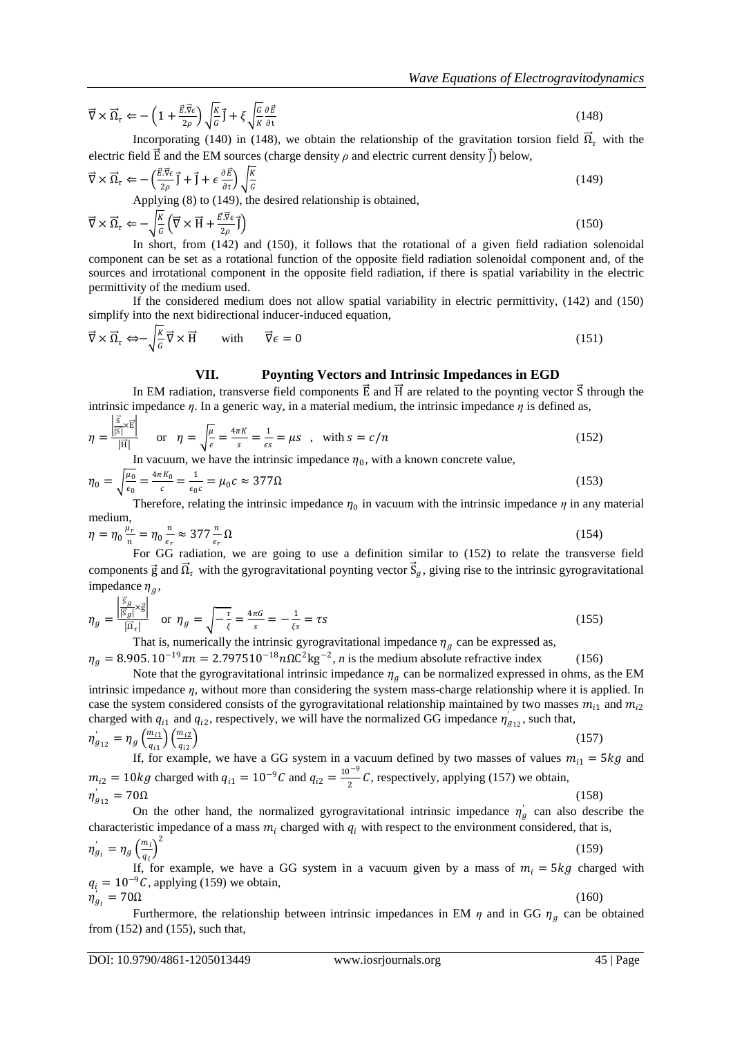$$\vec{\nabla} \times \vec{\Omega}_\tau \Leftarrow -\left(1 + \frac{\vec{E}.\vec{\nabla}\epsilon}{2\rho}\right)\sqrt{\frac{K}{G}}\vec{J} + \xi\sqrt{\frac{G}{K}}\frac{\partial \vec{E}}{\partial t} \tag{148}$$

Incorporating (140) in (148), we obtain the relationship of the gravitation torsion field $\vec{\Omega}_\tau$ with the electric field $\vec{E}$ and the EM sources (charge density $\rho$ and electric current density $\vec{J}$) below,

$$\vec{\nabla} \times \vec{\Omega}_\tau \Leftarrow -\left(\frac{\vec{E}.\vec{\nabla}\epsilon}{2\rho}\vec{J} + \vec{J} + \epsilon\frac{\partial \vec{E}}{\partial t}\right)\sqrt{\frac{K}{G}} \tag{149}$$

Applying (8) to (149), the desired relationship is obtained,

$$\vec{\nabla} \times \vec{\Omega}_\tau \Leftarrow -\sqrt{\frac{K}{G}}\left(\vec{\nabla} \times \vec{H} + \frac{\vec{E}.\vec{\nabla}\epsilon}{2\rho}\vec{J}\right) \tag{150}$$

In short, from (142) and (150), it follows that the rotational of a given field radiation solenoidal component can be set as a rotational function of the opposite field radiation solenoidal component and, of the sources and irrotational component in the opposite field radiation, if there is spatial variability in the electric permittivity of the medium used.

If the considered medium does not allow spatial variability in electric permittivity, (142) and (150) simplify into the next bidirectional inducer-induced equation,

$$\vec{\nabla} \times \vec{\Omega}_\tau \Leftrightarrow -\sqrt{\frac{K}{G}}\vec{\nabla} \times \vec{H} \qquad \text{with} \qquad \vec{\nabla}\epsilon = 0 \tag{151}$$

## VII. Poynting Vectors and Intrinsic Impedances in EGD

In EM radiation, transverse field components $\vec{E}$ and $\vec{H}$ are related to the poynting vector $\vec{S}$ through the intrinsic impedance $\eta$. In a generic way, in a material medium, the intrinsic impedance $\eta$ is defined as,

$$\eta = \frac{\left|\frac{\vec{S}}{|\vec{S}|} \times \vec{E}\right|}{|\vec{H}|} \quad \text{or} \quad \eta = \sqrt{\frac{\mu}{\epsilon}} = \frac{4\pi K}{s} = \frac{1}{\epsilon s} = \mu s \quad , \quad \text{with } s = c/n \tag{152}$$

In vacuum, we have the intrinsic impedance $\eta_0$, with a known concrete value,

$$\eta_0 = \sqrt{\frac{\mu_0}{\epsilon_0}} = \frac{4\pi K_0}{c} = \frac{1}{\epsilon_0 c} = \mu_0 c \approx 377\Omega \tag{153}$$

Therefore, relating the intrinsic impedance $\eta_0$ in vacuum with the intrinsic impedance $\eta$ in any material medium,

$$\eta = \eta_0 \frac{\mu_r}{n} = \eta_0 \frac{n}{\epsilon_r} \approx 377 \frac{n}{\epsilon_r}\Omega \tag{154}$$

For GG radiation, we are going to use a definition similar to (152) to relate the transverse field components $\vec{g}$ and $\vec{\Omega}_\tau$ with the gyrogravitational poynting vector $\vec{S}_g$, giving rise to the intrinsic gyrogravitational impedance $\eta_g$,

$$\eta_g = \frac{\left|\frac{\vec{S}_g}{|\vec{S}_g|} \times \vec{g}\right|}{|\vec{\Omega}_\tau|} \quad \text{or} \quad \eta_g = \sqrt{-\frac{\tau}{\xi}} = \frac{4\pi G}{s} = -\frac{1}{\xi s} = \tau s \tag{155}$$

That is, numerically the intrinsic gyrogravitational impedance $\eta_g$ can be expressed as,

$$\eta_g = 8.905.10^{-19}\pi n = 2.797510^{-18} n\Omega C^2 kg^{-2}, \text{ } n \text{ is the medium absolute refractive index} \tag{156}$$

Note that the gyrogravitational intrinsic impedance $\eta_g$ can be normalized expressed in ohms, as the EM intrinsic impedance $\eta$, without more than considering the system mass-charge relationship where it is applied. In case the system considered consists of the gyrogravitational relationship maintained by two masses $m_{i1}$ and $m_{i2}$ charged with $q_{i1}$ and $q_{i2}$, respectively, we will have the normalized GG impedance $\eta'_{g_{12}}$, such that,

$$\eta'_{g_{12}} = \eta_g \left(\frac{m_{i1}}{q_{i1}}\right)\left(\frac{m_{i2}}{q_{i2}}\right) \tag{157}$$

If, for example, we have a GG system in a vacuum defined by two masses of values $m_{i1} = 5kg$ and $m_{i2} = 10kg$ charged with $q_{i1} = 10^{-9}C$ and $q_{i2} = \frac{10^{-9}}{2}C$, respectively, applying (157) we obtain,

$$\eta'_{g_{12}} = 70\Omega \tag{158}$$

On the other hand, the normalized gyrogravitational intrinsic impedance $\eta'_g$ can also describe the characteristic impedance of a mass $m_i$ charged with $q_i$ with respect to the environment considered, that is,

$$\eta'_{g_i} = \eta_g \left(\frac{m_i}{q_i}\right)^2 \tag{159}$$

If, for example, we have a GG system in a vacuum given by a mass of $m_i = 5kg$ charged with $q_i = 10^{-9}C$, applying (159) we obtain,

$$\eta'_{g_i} = 70\Omega \tag{160}$$

Furthermore, the relationship between intrinsic impedances in EM $\eta$ and in GG $\eta_g$ can be obtained from (152) and (155), such that,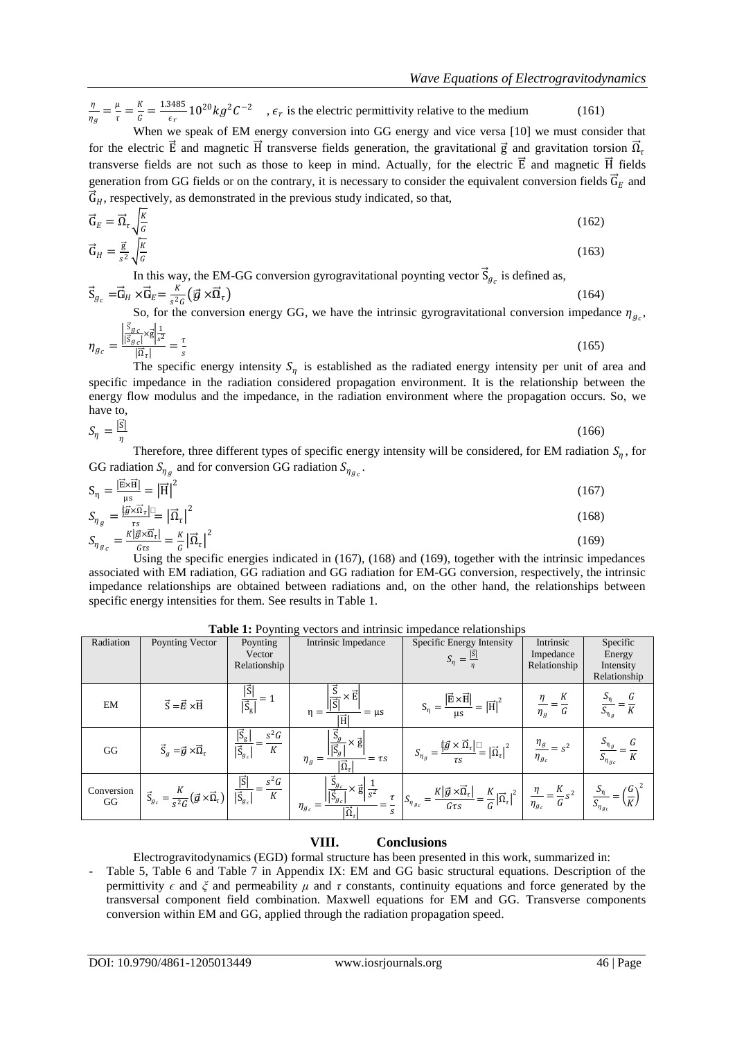$\frac{\eta}{\eta_g} = \frac{\mu}{\tau} = \frac{K}{G} = \frac{1.3485}{\epsilon_r} 10^{20} kg^2 C^{-2}$ , $\epsilon_r$ is the electric permittivity relative to the medium (161)

When we speak of EM energy conversion into GG energy and vice versa [10] we must consider that for the electric $\vec{E}$ and magnetic $\vec{H}$ transverse fields generation, the gravitational $\vec{g}$ and gravitation torsion $\vec{\Omega}_\tau$ transverse fields are not such as those to keep in mind. Actually, for the electric $\vec{E}$ and magnetic $\vec{H}$ fields generation from GG fields or on the contrary, it is necessary to consider the equivalent conversion fields $\vec{G}_E$ and $\vec{G}_H$, respectively, as demonstrated in the previous study indicated, so that,

$$\vec{G}_E = \vec{\Omega}_\tau \sqrt{\frac{K}{G}} \tag{162}$$

$$\vec{G}_H = \frac{\vec{g}}{s^2} \sqrt{\frac{K}{G}} \tag{163}$$

In this way, the EM-GG conversion gyrogravitational poynting vector $\vec{S}_{g_c}$ is defined as,

$$\vec{S}_{g_c} = \vec{G}_H \times \vec{G}_E = \frac{K}{s^2 G} \left(\vec{g} \times \vec{\Omega}_\tau\right) \tag{164}$$

So, for the conversion energy GG, we have the intrinsic gyrogravitational conversion impedance $\eta_{g_c}$,

$$\eta_{g_c} = \frac{\left|\frac{\vec{S}_{g_c}}{|\vec{S}_{g_c}|} \times \vec{g}\right| \frac{1}{s^2}}{|\vec{\Omega}_\tau|} = \frac{\tau}{s} \tag{165}$$

The specific energy intensity $S_\eta$ is established as the radiated energy intensity per unit of area and specific impedance in the radiation considered propagation environment. It is the relationship between the energy flow modulus and the impedance, in the radiation environment where the propagation occurs. So, we have to,

$$S_\eta = \frac{|\vec{S}|}{\eta} \tag{166}$$

Therefore, three different types of specific energy intensity will be considered, for EM radiation $S_\eta$, for GG radiation $S_{\eta_g}$ and for conversion GG radiation $S_{\eta_{g_c}}$.

$$S_\eta = \frac{|\vec{E} \times \vec{H}|}{\mu s} = \left|\vec{H}\right|^2 \tag{167}$$

$$S_{\eta_g} = \frac{|\vec{g} \times \vec{\Omega}_\tau|}{\tau s} = \left|\vec{\Omega}_\tau\right|^2 \tag{168}$$

$$S_{\eta_{g_c}} = \frac{K|\vec{g} \times \vec{\Omega}_\tau|}{G \tau s} = \frac{K}{G}\left|\vec{\Omega}_\tau\right|^2 \tag{169}$$

Using the specific energies indicated in (167), (168) and (169), together with the intrinsic impedances associated with EM radiation, GG radiation and GG radiation for EM-GG conversion, respectively, the intrinsic impedance relationships are obtained between radiations and, on the other hand, the relationships between specific energy intensities for them. See results in Table 1.

**Table 1:** Poynting vectors and intrinsic impedance relationships

| Radiation | Poynting Vector | Poynting Vector Relationship | Intrinsic Impedance | Specific Energy Intensity $S_\eta = \frac{\vert\vec{S}\vert}{\eta}$ | Intrinsic Impedance Relationship | Specific Energy Intensity Relationship |
|---|---|---|---|---|---|---|
| EM | $\vec{S} = \vec{E} \times \vec{H}$ | $\frac{\vert\vec{S}\vert}{\vert\vec{S}_g\vert} = 1$ | $\eta = \frac{\left\vert\frac{\vec{S}}{\vert\vec{S}\vert} \times \vec{E}\right\vert}{\vert\vec{H}\vert} = \mu s$ | $S_\eta = \frac{\vert\vec{E} \times \vec{H}\vert}{\mu s} = \vert\vec{H}\vert^2$ | $\frac{\eta}{\eta_g} = \frac{K}{G}$ | $\frac{S_\eta}{S_{\eta_g}} = \frac{G}{K}$ |
| GG | $\vec{S}_g = \vec{g} \times \vec{\Omega}_\tau$ | $\frac{\vert\vec{S}_g\vert}{\vert\vec{S}_{g_c}\vert} = \frac{s^2 G}{K}$ | $\eta_g = \frac{\left\vert\frac{\vec{S}_g}{\vert\vec{S}_g\vert} \times \vec{g}\right\vert}{\vert\vec{\Omega}_\tau\vert} = \tau s$ | $S_{\eta_g} = \frac{\vert\vec{g} \times \vec{\Omega}_\tau\vert}{\tau s} = \vert\vec{\Omega}_\tau\vert^2$ | $\frac{\eta_g}{\eta_{g_c}} = s^2$ | $\frac{S_{\eta_g}}{S_{\eta_{g_c}}} = \frac{G}{K}$ |
| Conversion GG | $\vec{S}_{g_c} = \frac{K}{s^2 G}\left(\vec{g} \times \vec{\Omega}_\tau\right)$ | $\frac{\vert\vec{S}\vert}{\vert\vec{S}_{g_c}\vert} = \frac{s^2 G}{K}$ | $\eta_{g_c} = \frac{\left\vert\frac{\vec{S}_{g_c}}{\vert\vec{S}_{g_c}\vert} \times \vec{g}\right\vert \frac{1}{s^2}}{\vert\vec{\Omega}_\tau\vert} = \frac{\tau}{s}$ | $S_{\eta_{g_c}} = \frac{K\vert\vec{g} \times \vec{\Omega}_\tau\vert}{G \tau s} = \frac{K}{G}\vert\vec{\Omega}_\tau\vert^2$ | $\frac{\eta}{\eta_{g_c}} = \frac{K}{G} s^2$ | $\frac{S_\eta}{S_{\eta_{g_c}}} = \left(\frac{G}{K}\right)^2$ |

## VIII. Conclusions

Electrogravitodynamics (EGD) formal structure has been presented in this work, summarized in:

- Table 5, Table 6 and Table 7 in Appendix IX: EM and GG basic structural equations. Description of the permittivity $\epsilon$ and $\xi$ and permeability $\mu$ and $\tau$ constants, continuity equations and force generated by the transversal component field combination. Maxwell equations for EM and GG. Transverse components conversion within EM and GG, applied through the radiation propagation speed.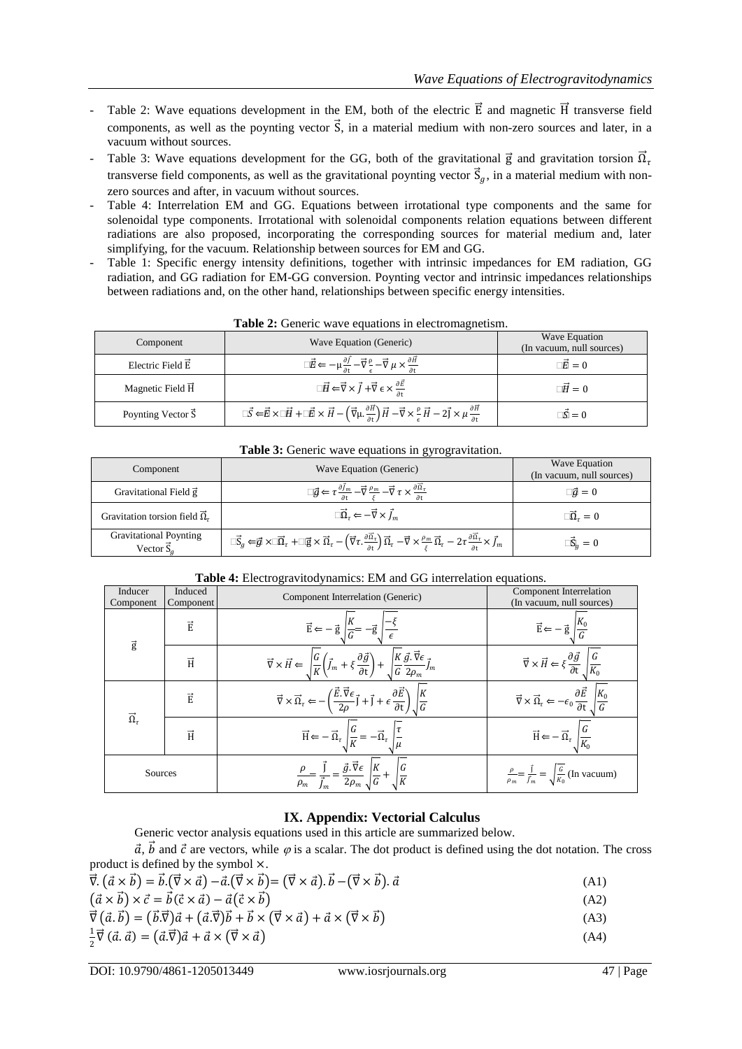- Table 2: Wave equations development in the EM, both of the electric $\vec{E}$ and magnetic $\vec{H}$ transverse field components, as well as the poynting vector $\vec{S}$, in a material medium with non-zero sources and later, in a vacuum without sources.
- Table 3: Wave equations development for the GG, both of the gravitational $\vec{g}$ and gravitation torsion $\vec{\Omega}_\tau$ transverse field components, as well as the gravitational poynting vector $\vec{S}_g$, in a material medium with non-zero sources and after, in vacuum without sources.
- Table 4: Interrelation EM and GG. Equations between irrotational type components and the same for solenoidal type components. Irrotational with solenoidal components relation equations between different radiations are also proposed, incorporating the corresponding sources for material medium and, later simplifying, for the vacuum. Relationship between sources for EM and GG.
- Table 1: Specific energy intensity definitions, together with intrinsic impedances for EM radiation, GG radiation, and GG radiation for EM-GG conversion. Poynting vector and intrinsic impedances relationships between radiations and, on the other hand, relationships between specific energy intensities.

**Table 2:** Generic wave equations in electromagnetism.

| Component | Wave Equation (Generic) | Wave Equation (In vacuum, null sources) |
|---|---|---|
| Electric Field $\vec{E}$ | $\Box\vec{E} \Leftarrow -\mu\frac{\partial \vec{J}}{\partial t} - \vec{\nabla}\frac{\rho}{\epsilon} - \vec{\nabla}\,\mu \times \frac{\partial \vec{H}}{\partial t}$ | $\Box\vec{E} = 0$ |
| Magnetic Field $\vec{H}$ | $\Box\vec{H} \Leftarrow \vec{\nabla} \times \vec{J} + \vec{\nabla}\,\epsilon \times \frac{\partial \vec{E}}{\partial t}$ | $\Box\vec{H} = 0$ |
| Poynting Vector $\vec{S}$ | $\Box\vec{S} \Leftarrow \vec{E} \times \Box\vec{H} + \Box\vec{E} \times \vec{H} - \left(\vec{\nabla}\mu.\frac{\partial \vec{H}}{\partial t}\right)\vec{H} - \vec{\nabla} \times \frac{\rho}{\epsilon}\vec{H} - 2\vec{J} \times \mu\frac{\partial \vec{H}}{\partial t}$ | $\Box\vec{S} = 0$ |

**Table 3:** Generic wave equations in gyrogravitation.

| Component | Wave Equation (Generic) | Wave Equation (In vacuum, null sources) |
|---|---|---|
| Gravitational Field $\vec{g}$ | $\Box\vec{g} \Leftarrow \tau\frac{\partial \vec{J}_m}{\partial t} - \vec{\nabla}\frac{\rho_m}{\xi} - \vec{\nabla}\,\tau \times \frac{\partial \vec{\Omega}_\tau}{\partial t}$ | $\Box\vec{g} = 0$ |
| Gravitation torsion field $\vec{\Omega}_\tau$ | $\Box\vec{\Omega}_\tau \Leftarrow -\vec{\nabla} \times \vec{J}_m$ | $\Box\vec{\Omega}_\tau = 0$ |
| Gravitational Poynting Vector $\vec{S}_g$ | $\Box\vec{S}_g \Leftarrow \vec{g} \times \Box\vec{\Omega}_\tau + \Box\vec{g} \times \vec{\Omega}_\tau - \left(\vec{\nabla}\tau.\frac{\partial \vec{\Omega}_\tau}{\partial t}\right)\vec{\Omega}_\tau - \vec{\nabla} \times \frac{\rho_m}{\xi}\vec{\Omega}_\tau - 2\tau\frac{\partial \vec{\Omega}_\tau}{\partial t} \times \vec{J}_m$ | $\Box\vec{S}_g = 0$ |

**Table 4:** Electrogravitodynamics: EM and GG interrelation equations.

| Inducer Component | Induced Component | Component Interrelation (Generic) | Component Interrelation (In vacuum, null sources) |
|---|---|---|---|
| $\vec{g}$ | $\vec{E}$ | $\vec{E} \Leftarrow -\vec{g}\sqrt{\frac{K}{G}} = -\vec{g}\sqrt{\frac{-\xi}{\epsilon}}$ | $\vec{E} \Leftarrow -\vec{g}\sqrt{\frac{K_0}{G}}$ |
| | $\vec{H}$ | $\vec{\nabla} \times \vec{H} \Leftarrow \sqrt{\frac{G}{K}}\left(\vec{J}_m + \xi\frac{\partial \vec{g}}{\partial t}\right) + \sqrt{\frac{K}{G}}\frac{\vec{g}.\vec{\nabla}\epsilon}{2\rho_m}\vec{J}_m$ | $\vec{\nabla} \times \vec{H} \Leftarrow \xi\frac{\partial \vec{g}}{\partial t}\sqrt{\frac{G}{K_0}}$ |
| $\vec{\Omega}_\tau$ | $\vec{E}$ | $\vec{\nabla} \times \vec{\Omega}_\tau \Leftarrow -\left(\frac{\vec{E}.\vec{\nabla}\epsilon}{2\rho}\vec{J} + \vec{J} + \epsilon\frac{\partial \vec{E}}{\partial t}\right)\sqrt{\frac{K}{G}}$ | $\vec{\nabla} \times \vec{\Omega}_\tau \Leftarrow -\epsilon_0\frac{\partial \vec{E}}{\partial t}\sqrt{\frac{K_0}{G}}$ |
| | $\vec{H}$ | $\vec{H} \Leftarrow -\vec{\Omega}_\tau\sqrt{\frac{G}{K}} = -\vec{\Omega}_\tau\sqrt{\frac{\tau}{\mu}}$ | $\vec{H} \Leftarrow -\vec{\Omega}_\tau\sqrt{\frac{G}{K_0}}$ |
| Sources | | $\frac{\rho}{\rho_m} = \frac{\vec{J}}{\vec{J}_m} = \frac{\vec{g}.\vec{\nabla}\epsilon}{2\rho_m}\sqrt{\frac{K}{G}} + \sqrt{\frac{G}{K}}$ | $\frac{\rho}{\rho_m} = \frac{\vec{J}}{\vec{J}_m} = \sqrt{\frac{G}{K_0}}$ (In vacuum) |

## IX. Appendix: Vectorial Calculus

Generic vector analysis equations used in this article are summarized below.

$\vec{a}$, $\vec{b}$ and $\vec{c}$ are vectors, while $\varphi$ is a scalar. The dot product is defined using the dot notation. The cross product is defined by the symbol $\times$.

$$\vec{\nabla}.\left(\vec{a} \times \vec{b}\right) = \vec{b}.\left(\vec{\nabla} \times \vec{a}\right) - \vec{a}.\left(\vec{\nabla} \times \vec{b}\right) = \left(\vec{\nabla} \times \vec{a}\right).\vec{b} - \left(\vec{\nabla} \times \vec{b}\right).\vec{a} \qquad \text{(A1)}$$

$$\left(\vec{a} \times \vec{b}\right) \times \vec{c} = \vec{b}\left(\vec{c} \times \vec{a}\right) - \vec{a}\left(\vec{c} \times \vec{b}\right) \qquad \text{(A2)}$$

$$\vec{\nabla}\left(\vec{a}.\vec{b}\right) = \left(\vec{b}.\vec{\nabla}\right)\vec{a} + \left(\vec{a}.\vec{\nabla}\right)\vec{b} + \vec{b} \times \left(\vec{\nabla} \times \vec{a}\right) + \vec{a} \times \left(\vec{\nabla} \times \vec{b}\right) \qquad \text{(A3)}$$

$$\frac{1}{2}\vec{\nabla}\left(\vec{a}.\vec{a}\right) = \left(\vec{a}.\vec{\nabla}\right)\vec{a} + \vec{a} \times \left(\vec{\nabla} \times \vec{a}\right) \qquad \text{(A4)}$$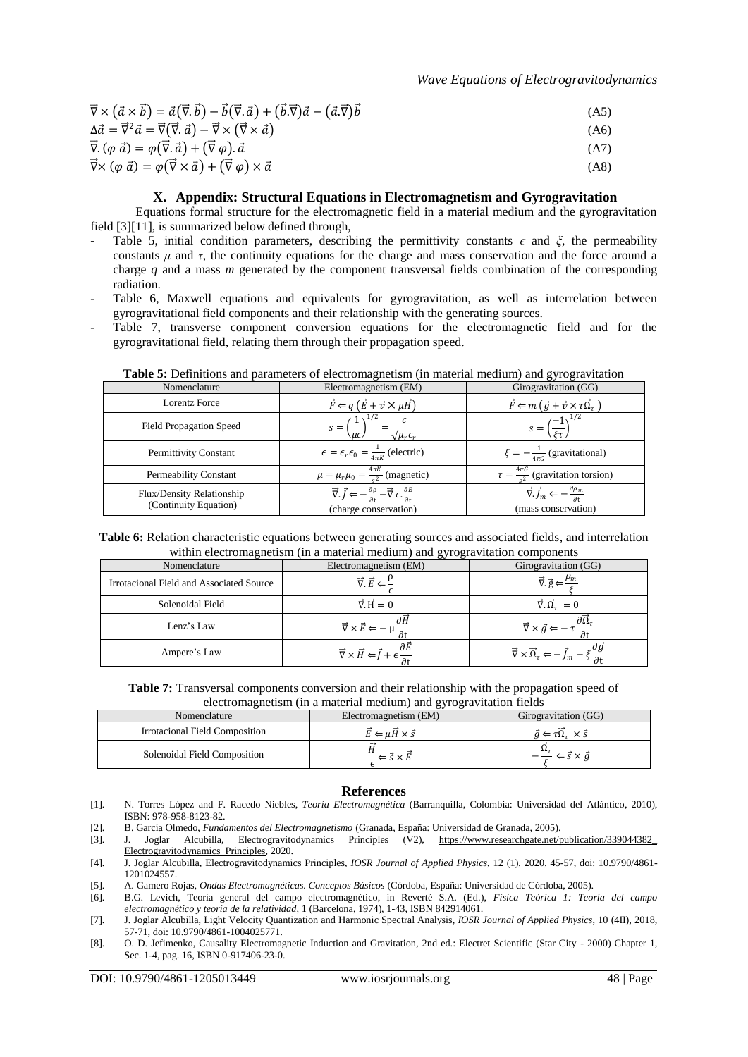$$\vec{\nabla} \times (\vec{a} \times \vec{b}) = \vec{a}(\vec{\nabla}.\vec{b}) - \vec{b}(\vec{\nabla}.\vec{a}) + (\vec{b}.\vec{\nabla})\vec{a} - (\vec{a}.\vec{\nabla})\vec{b} \tag{A5}$$

$$\Delta\vec{a} = \vec{\nabla}^2\vec{a} = \vec{\nabla}(\vec{\nabla}.\vec{a}) - \vec{\nabla} \times (\vec{\nabla} \times \vec{a}) \tag{A6}$$

$$\vec{\nabla}.(\varphi\,\vec{a}) = \varphi(\vec{\nabla}.\vec{a}) + (\vec{\nabla}\,\varphi).\vec{a} \tag{A7}$$

$$\vec{\nabla}\times(\varphi\,\vec{a}) = \varphi(\vec{\nabla} \times \vec{a}) + (\vec{\nabla}\,\varphi) \times \vec{a} \tag{A8}$$

## X. Appendix: Structural Equations in Electromagnetism and Gyrogravitation

Equations formal structure for the electromagnetic field in a material medium and the gyrogravitation field [3][11], is summarized below defined through,

- Table 5, initial condition parameters, describing the permittivity constants $\epsilon$ and $\xi$, the permeability constants $\mu$ and $\tau$, the continuity equations for the charge and mass conservation and the force around a charge $q$ and a mass $m$ generated by the component transversal fields combination of the corresponding radiation.
- Table 6, Maxwell equations and equivalents for gyrogravitation, as well as interrelation between gyrogravitational field components and their relationship with the generating sources.
- Table 7, transverse component conversion equations for the electromagnetic field and for the gyrogravitational field, relating them through their propagation speed.

**Table 5:** Definitions and parameters of electromagnetism (in material medium) and gyrogravitation

| Nomenclature | Electromagnetism (EM) | Girogravitation (GG) |
|---|---|---|
| Lorentz Force | $\vec{F} \Leftarrow q\,(\vec{E} + \vec{v} \times \mu\vec{H})$ | $\vec{F} \Leftarrow m\,(\vec{g} + \vec{v} \times \tau\vec{\Omega}_\tau)$ |
| Field Propagation Speed | $s = \left(\frac{1}{\mu\epsilon}\right)^{1/2} = \frac{c}{\sqrt{\mu_r\epsilon_r}}$ | $s = \left(\frac{-1}{\xi\tau}\right)^{1/2}$ |
| Permittivity Constant | $\epsilon = \epsilon_r\epsilon_0 = \frac{1}{4\pi K}$ (electric) | $\xi = -\frac{1}{4\pi G}$ (gravitational) |
| Permeability Constant | $\mu = \mu_r\mu_0 = \frac{4\pi K}{s^2}$ (magnetic) | $\tau = \frac{4\pi G}{s^2}$ (gravitation torsion) |
| Flux/Density Relationship (Continuity Equation) | $\vec{\nabla}.\vec{J} \Leftarrow -\frac{\partial\rho}{\partial t} - \vec{\nabla}\,\epsilon.\frac{\partial\vec{E}}{\partial t}$ (charge conservation) | $\vec{\nabla}.\vec{J}_m \Leftarrow -\frac{\partial\rho_m}{\partial t}$ (mass conservation) |

**Table 6:** Relation characteristic equations between generating sources and associated fields, and interrelation within electromagnetism (in a material medium) and gyrogravitation components

| Nomenclature | Electromagnetism (EM) | Girogravitation (GG) |
|---|---|---|
| Irrotacional Field and Associated Source | $\vec{\nabla}.\vec{E} \Leftarrow \frac{\rho}{\epsilon}$ | $\vec{\nabla}.\vec{g} \Leftarrow \frac{\rho_m}{\xi}$ |
| Solenoidal Field | $\vec{\nabla}.\vec{H} = 0$ | $\vec{\nabla}.\vec{\Omega}_\tau = 0$ |
| Lenz's Law | $\vec{\nabla} \times \vec{E} \Leftarrow -\mu\frac{\partial\vec{H}}{\partial t}$ | $\vec{\nabla} \times \vec{g} \Leftarrow -\tau\frac{\partial\vec{\Omega}_\tau}{\partial t}$ |
| Ampere's Law | $\vec{\nabla} \times \vec{H} \Leftarrow \vec{J} + \epsilon\frac{\partial\vec{E}}{\partial t}$ | $\vec{\nabla} \times \vec{\Omega}_\tau \Leftarrow -\vec{J}_m - \xi\frac{\partial\vec{g}}{\partial t}$ |

**Table 7:** Transversal components conversion and their relationship with the propagation speed of electromagnetism (in a material medium) and gyrogravitation fields

| Nomenclature | Electromagnetism (EM) | Girogravitation (GG) |
|---|---|---|
| Irrotacional Field Composition | $\vec{E} \Leftarrow \mu\vec{H} \times \vec{s}$ | $\vec{g} \Leftarrow \tau\vec{\Omega}_\tau \times \vec{s}$ |
| Solenoidal Field Composition | $\frac{\vec{H}}{\epsilon} \Leftarrow \vec{s} \times \vec{E}$ | $-\frac{\vec{\Omega}_\tau}{\xi} \Leftarrow \vec{s} \times \vec{g}$ |

## References

[1]. N. Torres López and F. Racedo Niebles, *Teoría Electromagnética* (Barranquilla, Colombia: Universidad del Atlántico, 2010), ISBN: 978-958-8123-82.

[2]. B. García Olmedo, *Fundamentos del Electromagnetismo* (Granada, España: Universidad de Granada, 2005).

[3]. J. Joglar Alcubilla, Electrogravitodynamics Principles (V2), https://www.researchgate.net/publication/339044382_Electrogravitodynamics_Principles, 2020.

[4]. J. Joglar Alcubilla, Electrogravitodynamics Principles, *IOSR Journal of Applied Physics*, 12 (1), 2020, 45-57, doi: 10.9790/4861-1201024557.

[5]. A. Gamero Rojas, *Ondas Electromagnéticas. Conceptos Básicos* (Córdoba, España: Universidad de Córdoba, 2005).

[6]. B.G. Levich, Teoría general del campo electromagnético, in Reverté S.A. (Ed.), *Física Teórica 1: Teoría del campo electromagnético y teoría de la relatividad*, 1 (Barcelona, 1974), 1-43, ISBN 842914061.

[7]. J. Joglar Alcubilla, Light Velocity Quantization and Harmonic Spectral Analysis, *IOSR Journal of Applied Physics*, 10 (4II), 2018, 57-71, doi: 10.9790/4861-1004025771.

[8]. O. D. Jefimenko, Causality Electromagnetic Induction and Gravitation, 2nd ed.: Electret Scientific (Star City - 2000) Chapter 1, Sec. 1-4, pag. 16, ISBN 0-917406-23-0.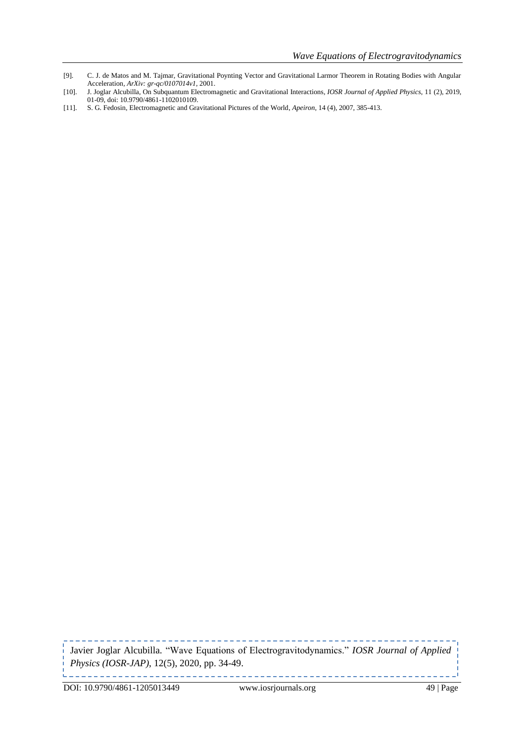[9]. C. J. de Matos and M. Tajmar, Gravitational Poynting Vector and Gravitational Larmor Theorem in Rotating Bodies with Angular Acceleration, *ArXiv: gr-qc/0107014v1*, 2001.

[10]. J. Joglar Alcubilla, On Subquantum Electromagnetic and Gravitational Interactions, *IOSR Journal of Applied Physics*, 11 (2), 2019, 01-09, doi: 10.9790/4861-1102010109.

[11]. S. G. Fedosin, Electromagnetic and Gravitational Pictures of the World, *Apeiron*, 14 (4), 2007, 385-413.

Javier Joglar Alcubilla. "Wave Equations of Electrogravitodynamics." *IOSR Journal of Applied Physics (IOSR-JAP)*, 12(5), 2020, pp. 34-49.